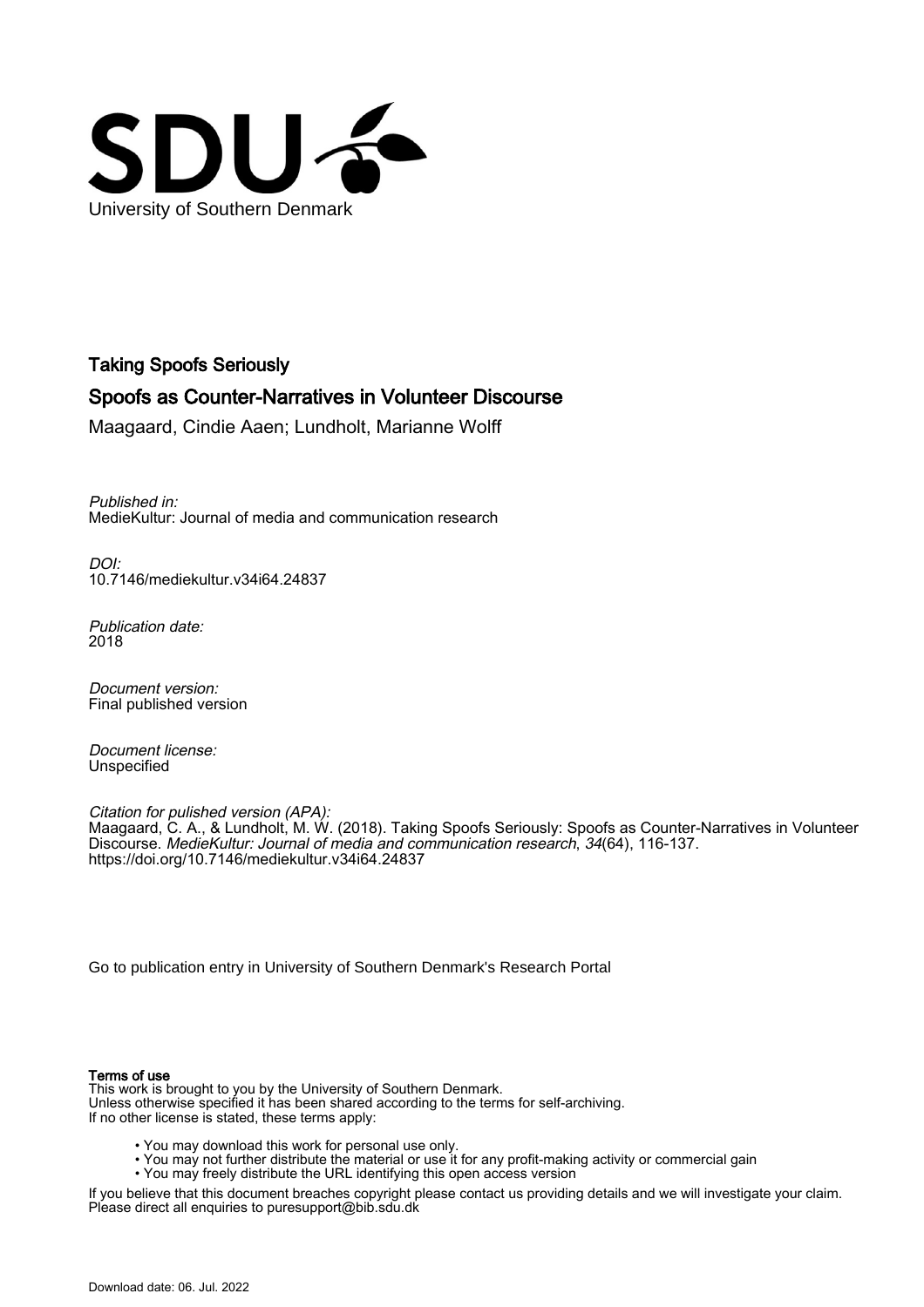University of Southern Denmark

# Taking Spoofs Seriously

## Spoofs as Counter-Narratives in Volunteer Discourse

Maagaard, Cindie Aaen; Lundholt, Marianne Wolff

*Published in:*
MedieKultur: Journal of media and communication research

*DOI:*
10.7146/mediekultur.v34i64.24837

*Publication date:*
2018

*Document version:*
Final published version

*Document license:*
Unspecified

*Citation for pulished version (APA):*
Maagaard, C. A., & Lundholt, M. W. (2018). Taking Spoofs Seriously: Spoofs as Counter-Narratives in Volunteer Discourse. *MedieKultur: Journal of media and communication research*, *34*(64), 116-137. https://doi.org/10.7146/mediekultur.v34i64.24837

Go to publication entry in University of Southern Denmark's Research Portal

**Terms of use**

This work is brought to you by the University of Southern Denmark.
Unless otherwise specified it has been shared according to the terms for self-archiving.
If no other license is stated, these terms apply:

- You may download this work for personal use only.
- You may not further distribute the material or use it for any profit-making activity or commercial gain
- You may freely distribute the URL identifying this open access version

If you believe that this document breaches copyright please contact us providing details and we will investigate your claim.
Please direct all enquiries to puresupport@bib.sdu.dk

Download date: 06. Jul. 2022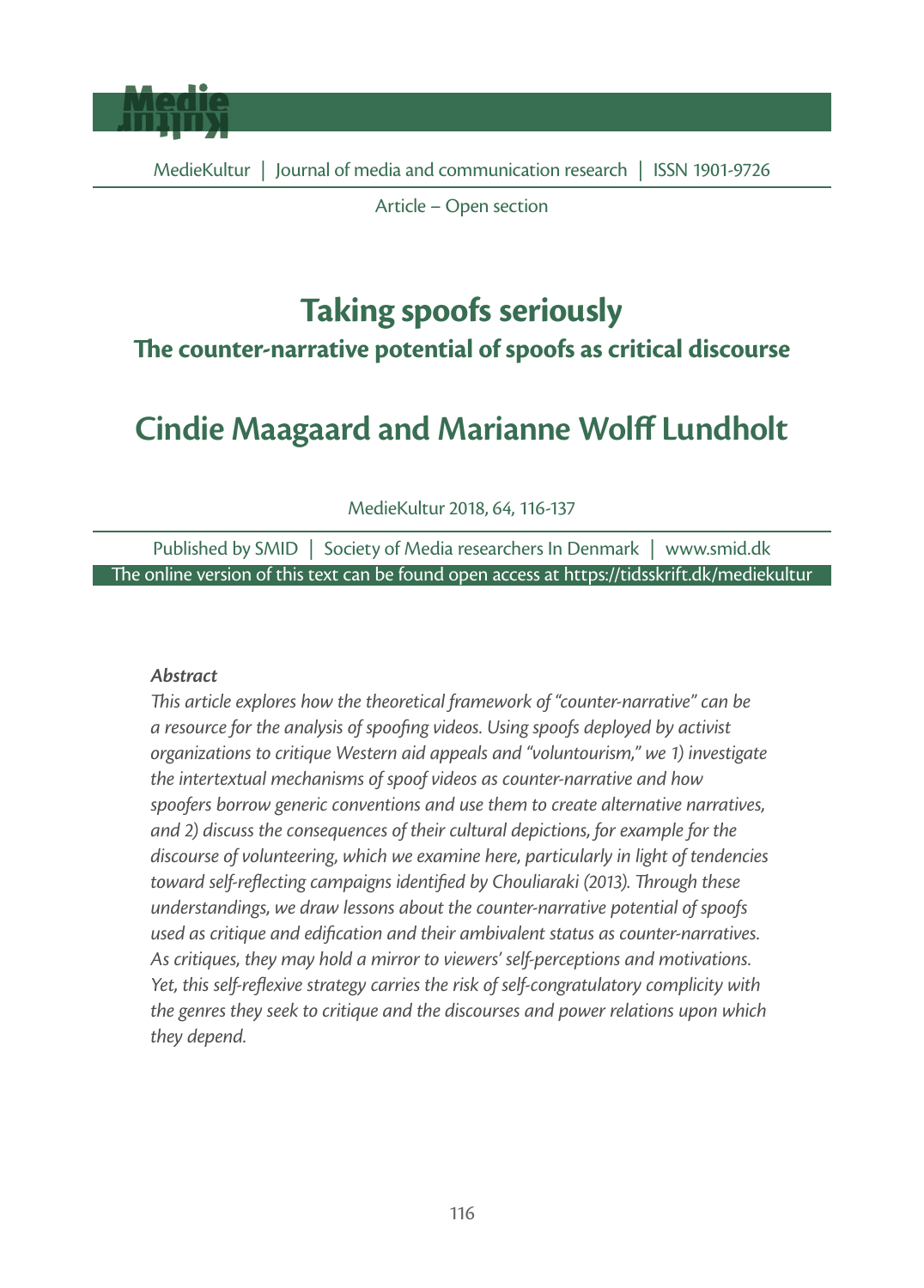MedieKultur | Journal of media and communication research | ISSN 1901-9726

Article – Open section

# Taking spoofs seriously

## The counter-narrative potential of spoofs as critical discourse

## Cindie Maagaard and Marianne Wolff Lundholt

MedieKultur 2018, 64, 116-137

Published by SMID | Society of Media researchers In Denmark | www.smid.dk

The online version of this text can be found open access at https://tidsskrift.dk/mediekultur

***Abstract***

*This article explores how the theoretical framework of "counter-narrative" can be a resource for the analysis of spoofing videos. Using spoofs deployed by activist organizations to critique Western aid appeals and "voluntourism," we 1) investigate the intertextual mechanisms of spoof videos as counter-narrative and how spoofers borrow generic conventions and use them to create alternative narratives, and 2) discuss the consequences of their cultural depictions, for example for the discourse of volunteering, which we examine here, particularly in light of tendencies toward self-reflecting campaigns identified by Chouliaraki (2013). Through these understandings, we draw lessons about the counter-narrative potential of spoofs used as critique and edification and their ambivalent status as counter-narratives. As critiques, they may hold a mirror to viewers' self-perceptions and motivations. Yet, this self-reflexive strategy carries the risk of self-congratulatory complicity with the genres they seek to critique and the discourses and power relations upon which they depend.*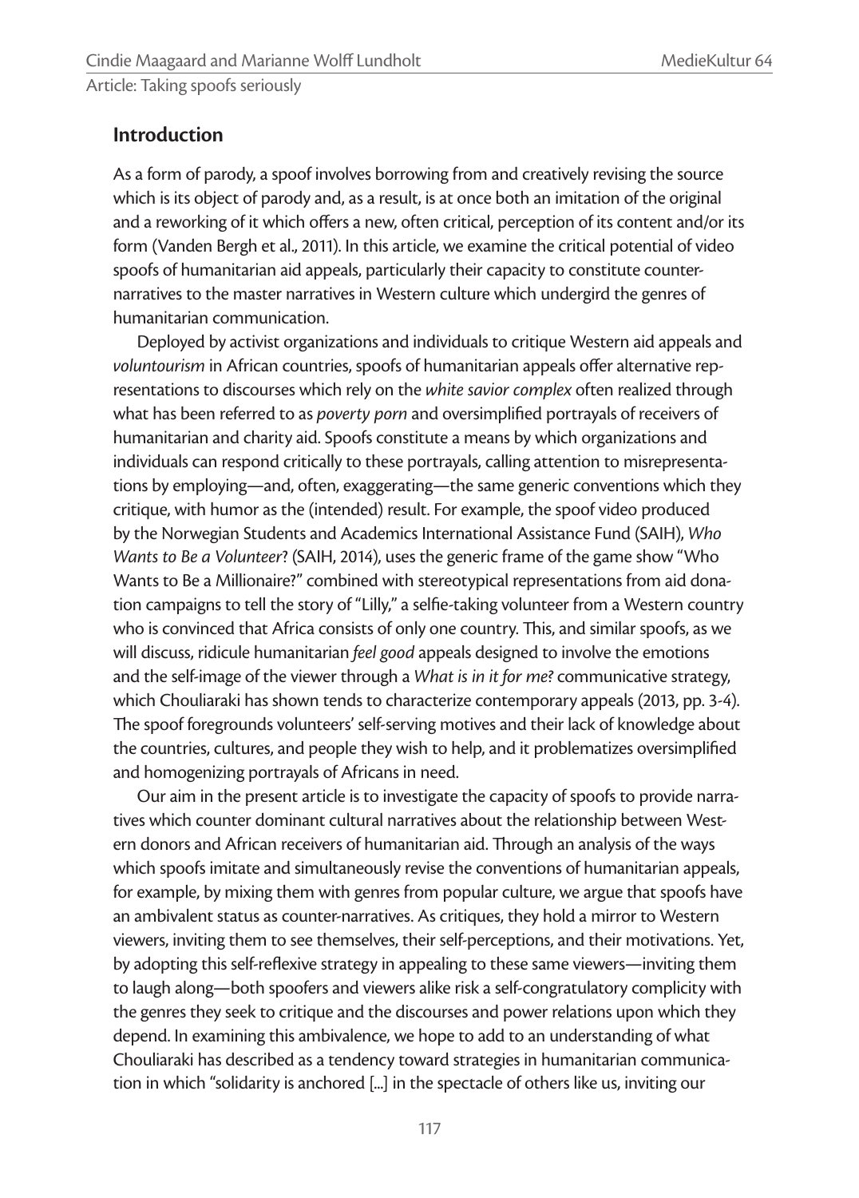## Introduction

As a form of parody, a spoof involves borrowing from and creatively revising the source which is its object of parody and, as a result, is at once both an imitation of the original and a reworking of it which offers a new, often critical, perception of its content and/or its form (Vanden Bergh et al., 2011). In this article, we examine the critical potential of video spoofs of humanitarian aid appeals, particularly their capacity to constitute counter-narratives to the master narratives in Western culture which undergird the genres of humanitarian communication.

Deployed by activist organizations and individuals to critique Western aid appeals and *voluntourism* in African countries, spoofs of humanitarian appeals offer alternative representations to discourses which rely on the *white savior complex* often realized through what has been referred to as *poverty porn* and oversimplified portrayals of receivers of humanitarian and charity aid. Spoofs constitute a means by which organizations and individuals can respond critically to these portrayals, calling attention to misrepresentations by employing—and, often, exaggerating—the same generic conventions which they critique, with humor as the (intended) result. For example, the spoof video produced by the Norwegian Students and Academics International Assistance Fund (SAIH), *Who Wants to Be a Volunteer*? (SAIH, 2014), uses the generic frame of the game show "Who Wants to Be a Millionaire?" combined with stereotypical representations from aid donation campaigns to tell the story of "Lilly," a selfie-taking volunteer from a Western country who is convinced that Africa consists of only one country. This, and similar spoofs, as we will discuss, ridicule humanitarian *feel good* appeals designed to involve the emotions and the self-image of the viewer through a *What is in it for me*? communicative strategy, which Chouliaraki has shown tends to characterize contemporary appeals (2013, pp. 3-4). The spoof foregrounds volunteers' self-serving motives and their lack of knowledge about the countries, cultures, and people they wish to help, and it problematizes oversimplified and homogenizing portrayals of Africans in need.

Our aim in the present article is to investigate the capacity of spoofs to provide narratives which counter dominant cultural narratives about the relationship between Western donors and African receivers of humanitarian aid. Through an analysis of the ways which spoofs imitate and simultaneously revise the conventions of humanitarian appeals, for example, by mixing them with genres from popular culture, we argue that spoofs have an ambivalent status as counter-narratives. As critiques, they hold a mirror to Western viewers, inviting them to see themselves, their self-perceptions, and their motivations. Yet, by adopting this self-reflexive strategy in appealing to these same viewers—inviting them to laugh along—both spoofers and viewers alike risk a self-congratulatory complicity with the genres they seek to critique and the discourses and power relations upon which they depend. In examining this ambivalence, we hope to add to an understanding of what Chouliaraki has described as a tendency toward strategies in humanitarian communication in which "solidarity is anchored [...] in the spectacle of others like us, inviting our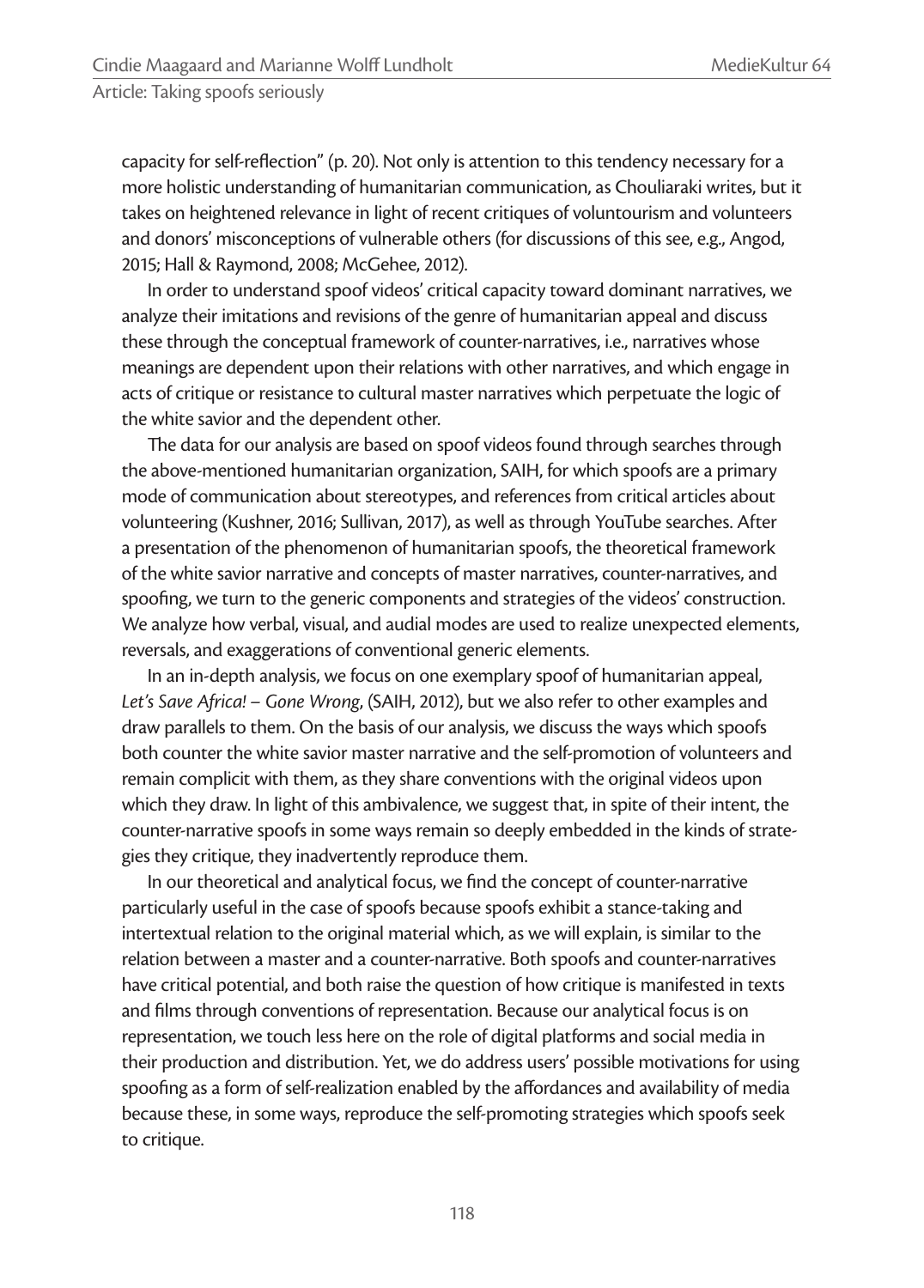capacity for self-reflection" (p. 20). Not only is attention to this tendency necessary for a more holistic understanding of humanitarian communication, as Chouliaraki writes, but it takes on heightened relevance in light of recent critiques of voluntourism and volunteers and donors' misconceptions of vulnerable others (for discussions of this see, e.g., Angod, 2015; Hall & Raymond, 2008; McGehee, 2012).

In order to understand spoof videos' critical capacity toward dominant narratives, we analyze their imitations and revisions of the genre of humanitarian appeal and discuss these through the conceptual framework of counter-narratives, i.e., narratives whose meanings are dependent upon their relations with other narratives, and which engage in acts of critique or resistance to cultural master narratives which perpetuate the logic of the white savior and the dependent other.

The data for our analysis are based on spoof videos found through searches through the above-mentioned humanitarian organization, SAIH, for which spoofs are a primary mode of communication about stereotypes, and references from critical articles about volunteering (Kushner, 2016; Sullivan, 2017), as well as through YouTube searches. After a presentation of the phenomenon of humanitarian spoofs, the theoretical framework of the white savior narrative and concepts of master narratives, counter-narratives, and spoofing, we turn to the generic components and strategies of the videos' construction. We analyze how verbal, visual, and audial modes are used to realize unexpected elements, reversals, and exaggerations of conventional generic elements.

In an in-depth analysis, we focus on one exemplary spoof of humanitarian appeal, *Let's Save Africa! – Gone Wrong*, (SAIH, 2012), but we also refer to other examples and draw parallels to them. On the basis of our analysis, we discuss the ways which spoofs both counter the white savior master narrative and the self-promotion of volunteers and remain complicit with them, as they share conventions with the original videos upon which they draw. In light of this ambivalence, we suggest that, in spite of their intent, the counter-narrative spoofs in some ways remain so deeply embedded in the kinds of strategies they critique, they inadvertently reproduce them.

In our theoretical and analytical focus, we find the concept of counter-narrative particularly useful in the case of spoofs because spoofs exhibit a stance-taking and intertextual relation to the original material which, as we will explain, is similar to the relation between a master and a counter-narrative. Both spoofs and counter-narratives have critical potential, and both raise the question of how critique is manifested in texts and films through conventions of representation. Because our analytical focus is on representation, we touch less here on the role of digital platforms and social media in their production and distribution. Yet, we do address users' possible motivations for using spoofing as a form of self-realization enabled by the affordances and availability of media because these, in some ways, reproduce the self-promoting strategies which spoofs seek to critique.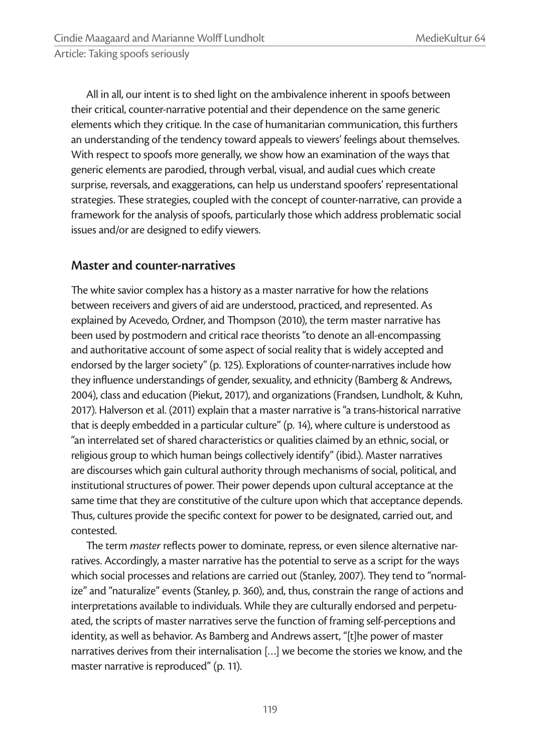All in all, our intent is to shed light on the ambivalence inherent in spoofs between their critical, counter-narrative potential and their dependence on the same generic elements which they critique. In the case of humanitarian communication, this furthers an understanding of the tendency toward appeals to viewers' feelings about themselves. With respect to spoofs more generally, we show how an examination of the ways that generic elements are parodied, through verbal, visual, and audial cues which create surprise, reversals, and exaggerations, can help us understand spoofers' representational strategies. These strategies, coupled with the concept of counter-narrative, can provide a framework for the analysis of spoofs, particularly those which address problematic social issues and/or are designed to edify viewers.

## Master and counter-narratives

The white savior complex has a history as a master narrative for how the relations between receivers and givers of aid are understood, practiced, and represented. As explained by Acevedo, Ordner, and Thompson (2010), the term master narrative has been used by postmodern and critical race theorists "to denote an all-encompassing and authoritative account of some aspect of social reality that is widely accepted and endorsed by the larger society" (p. 125). Explorations of counter-narratives include how they influence understandings of gender, sexuality, and ethnicity (Bamberg & Andrews, 2004), class and education (Piekut, 2017), and organizations (Frandsen, Lundholt, & Kuhn, 2017). Halverson et al. (2011) explain that a master narrative is "a trans-historical narrative that is deeply embedded in a particular culture" (p. 14), where culture is understood as "an interrelated set of shared characteristics or qualities claimed by an ethnic, social, or religious group to which human beings collectively identify" (ibid.). Master narratives are discourses which gain cultural authority through mechanisms of social, political, and institutional structures of power. Their power depends upon cultural acceptance at the same time that they are constitutive of the culture upon which that acceptance depends. Thus, cultures provide the specific context for power to be designated, carried out, and contested.

The term *master* reflects power to dominate, repress, or even silence alternative narratives. Accordingly, a master narrative has the potential to serve as a script for the ways which social processes and relations are carried out (Stanley, 2007). They tend to "normalize" and "naturalize" events (Stanley, p. 360), and, thus, constrain the range of actions and interpretations available to individuals. While they are culturally endorsed and perpetuated, the scripts of master narratives serve the function of framing self-perceptions and identity, as well as behavior. As Bamberg and Andrews assert, "[t]he power of master narratives derives from their internalisation […] we become the stories we know, and the master narrative is reproduced" (p. 11).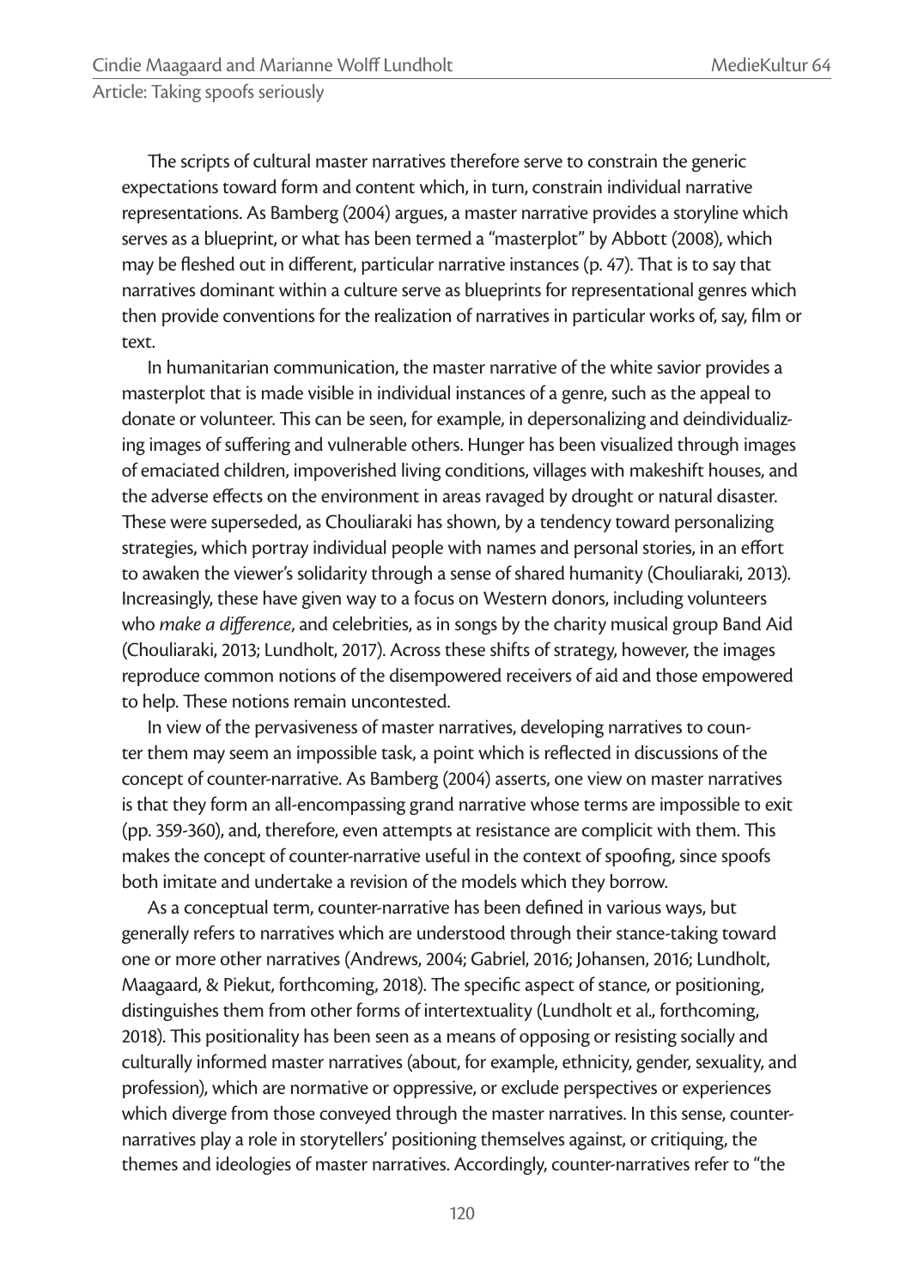The scripts of cultural master narratives therefore serve to constrain the generic expectations toward form and content which, in turn, constrain individual narrative representations. As Bamberg (2004) argues, a master narrative provides a storyline which serves as a blueprint, or what has been termed a "masterplot" by Abbott (2008), which may be fleshed out in different, particular narrative instances (p. 47). That is to say that narratives dominant within a culture serve as blueprints for representational genres which then provide conventions for the realization of narratives in particular works of, say, film or text.

In humanitarian communication, the master narrative of the white savior provides a masterplot that is made visible in individual instances of a genre, such as the appeal to donate or volunteer. This can be seen, for example, in depersonalizing and deindividualizing images of suffering and vulnerable others. Hunger has been visualized through images of emaciated children, impoverished living conditions, villages with makeshift houses, and the adverse effects on the environment in areas ravaged by drought or natural disaster. These were superseded, as Chouliaraki has shown, by a tendency toward personalizing strategies, which portray individual people with names and personal stories, in an effort to awaken the viewer's solidarity through a sense of shared humanity (Chouliaraki, 2013). Increasingly, these have given way to a focus on Western donors, including volunteers who *make a difference*, and celebrities, as in songs by the charity musical group Band Aid (Chouliaraki, 2013; Lundholt, 2017). Across these shifts of strategy, however, the images reproduce common notions of the disempowered receivers of aid and those empowered to help. These notions remain uncontested.

In view of the pervasiveness of master narratives, developing narratives to counter them may seem an impossible task, a point which is reflected in discussions of the concept of counter-narrative. As Bamberg (2004) asserts, one view on master narratives is that they form an all-encompassing grand narrative whose terms are impossible to exit (pp. 359-360), and, therefore, even attempts at resistance are complicit with them. This makes the concept of counter-narrative useful in the context of spoofing, since spoofs both imitate and undertake a revision of the models which they borrow.

As a conceptual term, counter-narrative has been defined in various ways, but generally refers to narratives which are understood through their stance-taking toward one or more other narratives (Andrews, 2004; Gabriel, 2016; Johansen, 2016; Lundholt, Maagaard, & Piekut, forthcoming, 2018). The specific aspect of stance, or positioning, distinguishes them from other forms of intertextuality (Lundholt et al., forthcoming, 2018). This positionality has been seen as a means of opposing or resisting socially and culturally informed master narratives (about, for example, ethnicity, gender, sexuality, and profession), which are normative or oppressive, or exclude perspectives or experiences which diverge from those conveyed through the master narratives. In this sense, counter-narratives play a role in storytellers' positioning themselves against, or critiquing, the themes and ideologies of master narratives. Accordingly, counter-narratives refer to "the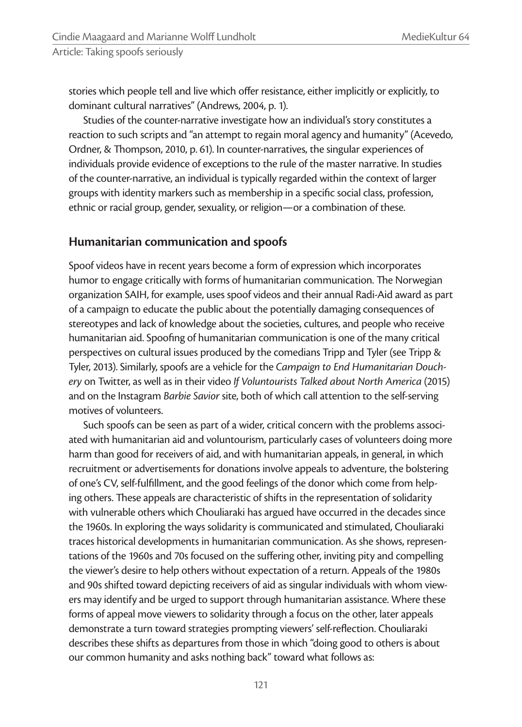stories which people tell and live which offer resistance, either implicitly or explicitly, to dominant cultural narratives" (Andrews, 2004, p. 1).

Studies of the counter-narrative investigate how an individual's story constitutes a reaction to such scripts and "an attempt to regain moral agency and humanity" (Acevedo, Ordner, & Thompson, 2010, p. 61). In counter-narratives, the singular experiences of individuals provide evidence of exceptions to the rule of the master narrative. In studies of the counter-narrative, an individual is typically regarded within the context of larger groups with identity markers such as membership in a specific social class, profession, ethnic or racial group, gender, sexuality, or religion—or a combination of these.

## Humanitarian communication and spoofs

Spoof videos have in recent years become a form of expression which incorporates humor to engage critically with forms of humanitarian communication. The Norwegian organization SAIH, for example, uses spoof videos and their annual Radi-Aid award as part of a campaign to educate the public about the potentially damaging consequences of stereotypes and lack of knowledge about the societies, cultures, and people who receive humanitarian aid. Spoofing of humanitarian communication is one of the many critical perspectives on cultural issues produced by the comedians Tripp and Tyler (see Tripp & Tyler, 2013). Similarly, spoofs are a vehicle for the *Campaign to End Humanitarian Douchery* on Twitter, as well as in their video *If Voluntourists Talked about North America* (2015) and on the Instagram *Barbie Savior* site, both of which call attention to the self-serving motives of volunteers.

Such spoofs can be seen as part of a wider, critical concern with the problems associated with humanitarian aid and voluntourism, particularly cases of volunteers doing more harm than good for receivers of aid, and with humanitarian appeals, in general, in which recruitment or advertisements for donations involve appeals to adventure, the bolstering of one's CV, self-fulfillment, and the good feelings of the donor which come from helping others. These appeals are characteristic of shifts in the representation of solidarity with vulnerable others which Chouliaraki has argued have occurred in the decades since the 1960s. In exploring the ways solidarity is communicated and stimulated, Chouliaraki traces historical developments in humanitarian communication. As she shows, representations of the 1960s and 70s focused on the suffering other, inviting pity and compelling the viewer's desire to help others without expectation of a return. Appeals of the 1980s and 90s shifted toward depicting receivers of aid as singular individuals with whom viewers may identify and be urged to support through humanitarian assistance. Where these forms of appeal move viewers to solidarity through a focus on the other, later appeals demonstrate a turn toward strategies prompting viewers' self-reflection. Chouliaraki describes these shifts as departures from those in which "doing good to others is about our common humanity and asks nothing back" toward what follows as: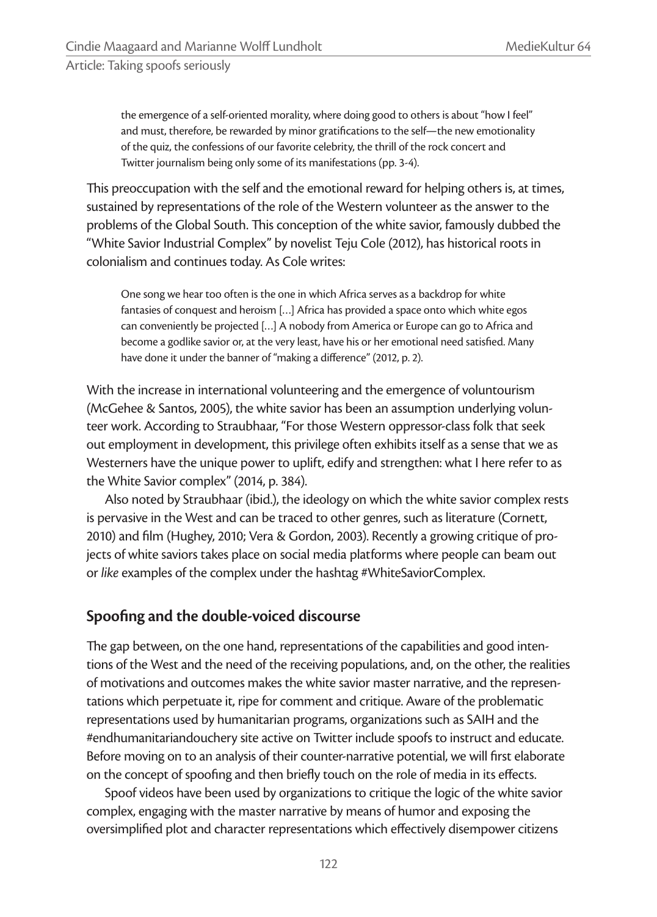> the emergence of a self-oriented morality, where doing good to others is about "how I feel" and must, therefore, be rewarded by minor gratifications to the self—the new emotionality of the quiz, the confessions of our favorite celebrity, the thrill of the rock concert and Twitter journalism being only some of its manifestations (pp. 3-4).

This preoccupation with the self and the emotional reward for helping others is, at times, sustained by representations of the role of the Western volunteer as the answer to the problems of the Global South. This conception of the white savior, famously dubbed the "White Savior Industrial Complex" by novelist Teju Cole (2012), has historical roots in colonialism and continues today. As Cole writes:

> One song we hear too often is the one in which Africa serves as a backdrop for white fantasies of conquest and heroism […] Africa has provided a space onto which white egos can conveniently be projected […] A nobody from America or Europe can go to Africa and become a godlike savior or, at the very least, have his or her emotional need satisfied. Many have done it under the banner of "making a difference" (2012, p. 2).

With the increase in international volunteering and the emergence of voluntourism (McGehee & Santos, 2005), the white savior has been an assumption underlying volunteer work. According to Straubhaar, "For those Western oppressor-class folk that seek out employment in development, this privilege often exhibits itself as a sense that we as Westerners have the unique power to uplift, edify and strengthen: what I here refer to as the White Savior complex" (2014, p. 384).

Also noted by Straubhaar (ibid.), the ideology on which the white savior complex rests is pervasive in the West and can be traced to other genres, such as literature (Cornett, 2010) and film (Hughey, 2010; Vera & Gordon, 2003). Recently a growing critique of projects of white saviors takes place on social media platforms where people can beam out or *like* examples of the complex under the hashtag #WhiteSaviorComplex.

## Spoofing and the double-voiced discourse

The gap between, on the one hand, representations of the capabilities and good intentions of the West and the need of the receiving populations, and, on the other, the realities of motivations and outcomes makes the white savior master narrative, and the representations which perpetuate it, ripe for comment and critique. Aware of the problematic representations used by humanitarian programs, organizations such as SAIH and the #endhumanitariandouchery site active on Twitter include spoofs to instruct and educate. Before moving on to an analysis of their counter-narrative potential, we will first elaborate on the concept of spoofing and then briefly touch on the role of media in its effects.

Spoof videos have been used by organizations to critique the logic of the white savior complex, engaging with the master narrative by means of humor and exposing the oversimplified plot and character representations which effectively disempower citizens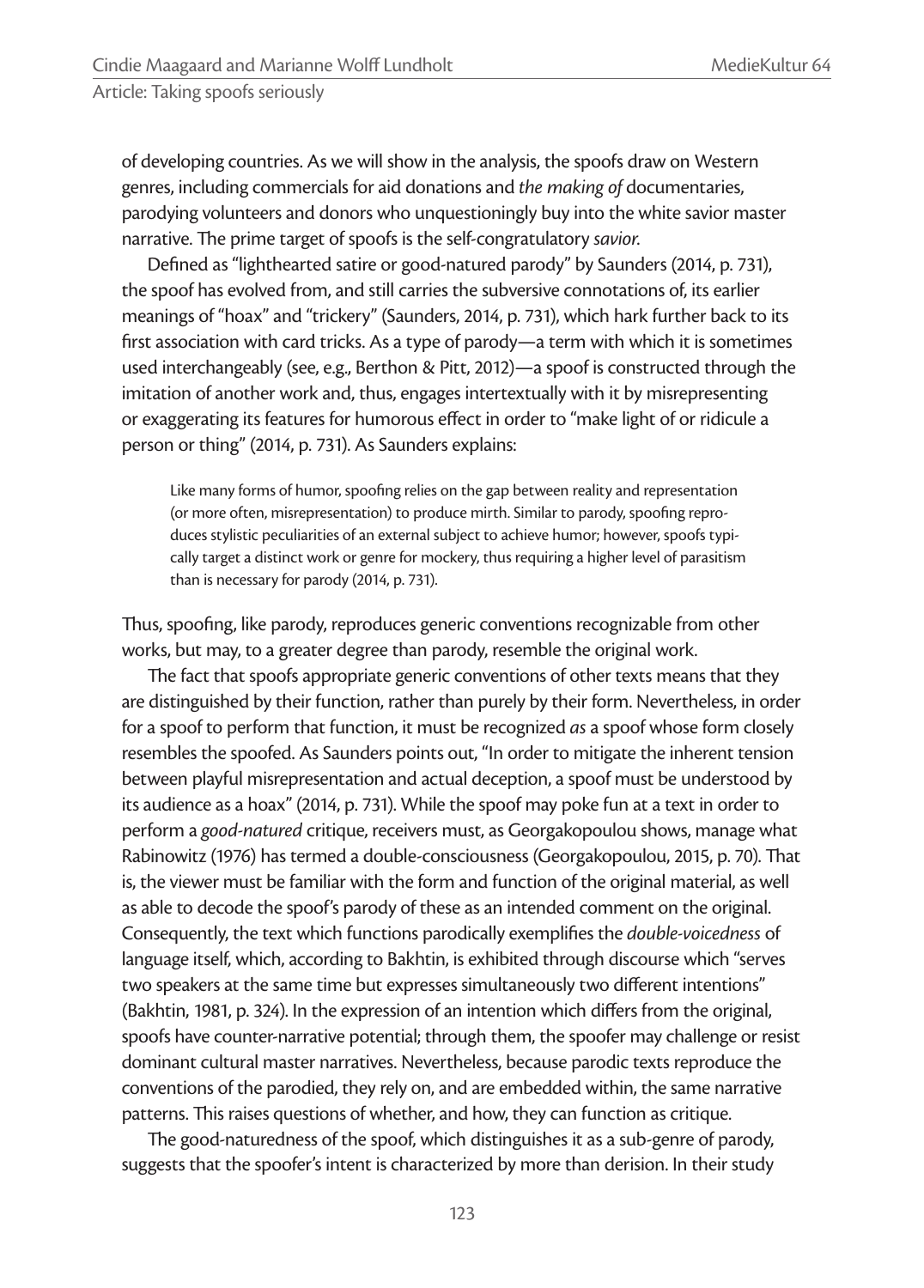of developing countries. As we will show in the analysis, the spoofs draw on Western genres, including commercials for aid donations and *the making of* documentaries, parodying volunteers and donors who unquestioningly buy into the white savior master narrative. The prime target of spoofs is the self-congratulatory *savior*.

Defined as "lighthearted satire or good-natured parody" by Saunders (2014, p. 731), the spoof has evolved from, and still carries the subversive connotations of, its earlier meanings of "hoax" and "trickery" (Saunders, 2014, p. 731), which hark further back to its first association with card tricks. As a type of parody—a term with which it is sometimes used interchangeably (see, e.g., Berthon & Pitt, 2012)—a spoof is constructed through the imitation of another work and, thus, engages intertextually with it by misrepresenting or exaggerating its features for humorous effect in order to "make light of or ridicule a person or thing" (2014, p. 731). As Saunders explains:

> Like many forms of humor, spoofing relies on the gap between reality and representation (or more often, misrepresentation) to produce mirth. Similar to parody, spoofing reproduces stylistic peculiarities of an external subject to achieve humor; however, spoofs typically target a distinct work or genre for mockery, thus requiring a higher level of parasitism than is necessary for parody (2014, p. 731).

Thus, spoofing, like parody, reproduces generic conventions recognizable from other works, but may, to a greater degree than parody, resemble the original work.

The fact that spoofs appropriate generic conventions of other texts means that they are distinguished by their function, rather than purely by their form. Nevertheless, in order for a spoof to perform that function, it must be recognized *as* a spoof whose form closely resembles the spoofed. As Saunders points out, "In order to mitigate the inherent tension between playful misrepresentation and actual deception, a spoof must be understood by its audience as a hoax" (2014, p. 731). While the spoof may poke fun at a text in order to perform a *good-natured* critique, receivers must, as Georgakopoulou shows, manage what Rabinowitz (1976) has termed a double-consciousness (Georgakopoulou, 2015, p. 70). That is, the viewer must be familiar with the form and function of the original material, as well as able to decode the spoof's parody of these as an intended comment on the original. Consequently, the text which functions parodically exemplifies the *double-voicedness* of language itself, which, according to Bakhtin, is exhibited through discourse which "serves two speakers at the same time but expresses simultaneously two different intentions" (Bakhtin, 1981, p. 324). In the expression of an intention which differs from the original, spoofs have counter-narrative potential; through them, the spoofer may challenge or resist dominant cultural master narratives. Nevertheless, because parodic texts reproduce the conventions of the parodied, they rely on, and are embedded within, the same narrative patterns. This raises questions of whether, and how, they can function as critique.

The good-naturedness of the spoof, which distinguishes it as a sub-genre of parody, suggests that the spoofer's intent is characterized by more than derision. In their study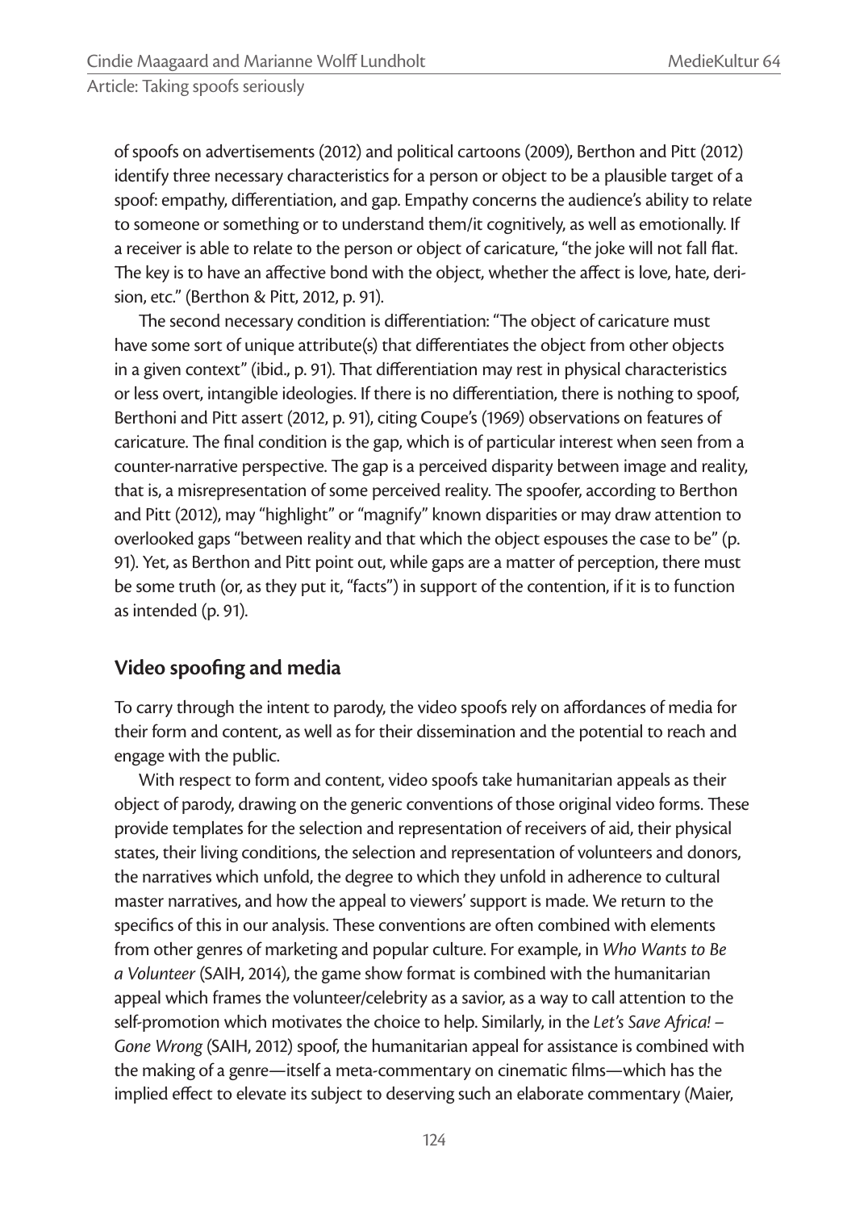of spoofs on advertisements (2012) and political cartoons (2009), Berthon and Pitt (2012) identify three necessary characteristics for a person or object to be a plausible target of a spoof: empathy, differentiation, and gap. Empathy concerns the audience's ability to relate to someone or something or to understand them/it cognitively, as well as emotionally. If a receiver is able to relate to the person or object of caricature, "the joke will not fall flat. The key is to have an affective bond with the object, whether the affect is love, hate, derision, etc." (Berthon & Pitt, 2012, p. 91).

The second necessary condition is differentiation: "The object of caricature must have some sort of unique attribute(s) that differentiates the object from other objects in a given context" (ibid., p. 91). That differentiation may rest in physical characteristics or less overt, intangible ideologies. If there is no differentiation, there is nothing to spoof, Berthoni and Pitt assert (2012, p. 91), citing Coupe's (1969) observations on features of caricature. The final condition is the gap, which is of particular interest when seen from a counter-narrative perspective. The gap is a perceived disparity between image and reality, that is, a misrepresentation of some perceived reality. The spoofer, according to Berthon and Pitt (2012), may "highlight" or "magnify" known disparities or may draw attention to overlooked gaps "between reality and that which the object espouses the case to be" (p. 91). Yet, as Berthon and Pitt point out, while gaps are a matter of perception, there must be some truth (or, as they put it, "facts") in support of the contention, if it is to function as intended (p. 91).

## Video spoofing and media

To carry through the intent to parody, the video spoofs rely on affordances of media for their form and content, as well as for their dissemination and the potential to reach and engage with the public.

With respect to form and content, video spoofs take humanitarian appeals as their object of parody, drawing on the generic conventions of those original video forms. These provide templates for the selection and representation of receivers of aid, their physical states, their living conditions, the selection and representation of volunteers and donors, the narratives which unfold, the degree to which they unfold in adherence to cultural master narratives, and how the appeal to viewers' support is made. We return to the specifics of this in our analysis. These conventions are often combined with elements from other genres of marketing and popular culture. For example, in *Who Wants to Be a Volunteer* (SAIH, 2014), the game show format is combined with the humanitarian appeal which frames the volunteer/celebrity as a savior, as a way to call attention to the self-promotion which motivates the choice to help. Similarly, in the *Let's Save Africa! – Gone Wrong* (SAIH, 2012) spoof, the humanitarian appeal for assistance is combined with the making of a genre—itself a meta-commentary on cinematic films—which has the implied effect to elevate its subject to deserving such an elaborate commentary (Maier,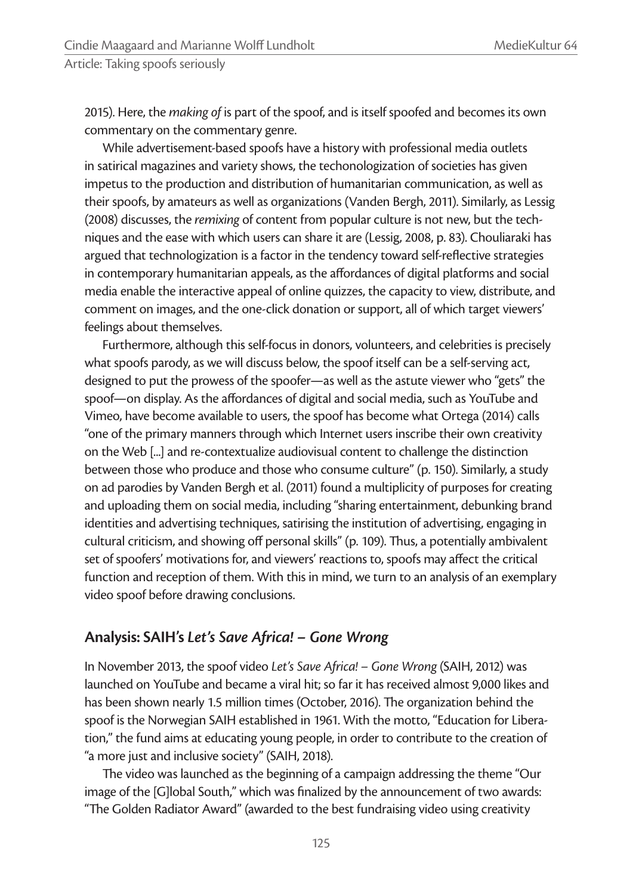2015). Here, the *making of* is part of the spoof, and is itself spoofed and becomes its own commentary on the commentary genre.

While advertisement-based spoofs have a history with professional media outlets in satirical magazines and variety shows, the techonologization of societies has given impetus to the production and distribution of humanitarian communication, as well as their spoofs, by amateurs as well as organizations (Vanden Bergh, 2011). Similarly, as Lessig (2008) discusses, the *remixing* of content from popular culture is not new, but the techniques and the ease with which users can share it are (Lessig, 2008, p. 83). Chouliaraki has argued that technologization is a factor in the tendency toward self-reflective strategies in contemporary humanitarian appeals, as the affordances of digital platforms and social media enable the interactive appeal of online quizzes, the capacity to view, distribute, and comment on images, and the one-click donation or support, all of which target viewers' feelings about themselves.

Furthermore, although this self-focus in donors, volunteers, and celebrities is precisely what spoofs parody, as we will discuss below, the spoof itself can be a self-serving act, designed to put the prowess of the spoofer—as well as the astute viewer who "gets" the spoof—on display. As the affordances of digital and social media, such as YouTube and Vimeo, have become available to users, the spoof has become what Ortega (2014) calls "one of the primary manners through which Internet users inscribe their own creativity on the Web [...] and re-contextualize audiovisual content to challenge the distinction between those who produce and those who consume culture" (p. 150). Similarly, a study on ad parodies by Vanden Bergh et al. (2011) found a multiplicity of purposes for creating and uploading them on social media, including "sharing entertainment, debunking brand identities and advertising techniques, satirising the institution of advertising, engaging in cultural criticism, and showing off personal skills" (p. 109). Thus, a potentially ambivalent set of spoofers' motivations for, and viewers' reactions to, spoofs may affect the critical function and reception of them. With this in mind, we turn to an analysis of an exemplary video spoof before drawing conclusions.

## Analysis: SAIH's *Let's Save Africa! – Gone Wrong*

In November 2013, the spoof video *Let's Save Africa! – Gone Wrong* (SAIH, 2012) was launched on YouTube and became a viral hit; so far it has received almost 9,000 likes and has been shown nearly 1.5 million times (October, 2016). The organization behind the spoof is the Norwegian SAIH established in 1961. With the motto, "Education for Liberation," the fund aims at educating young people, in order to contribute to the creation of "a more just and inclusive society" (SAIH, 2018).

The video was launched as the beginning of a campaign addressing the theme "Our image of the [G]lobal South," which was finalized by the announcement of two awards: "The Golden Radiator Award" (awarded to the best fundraising video using creativity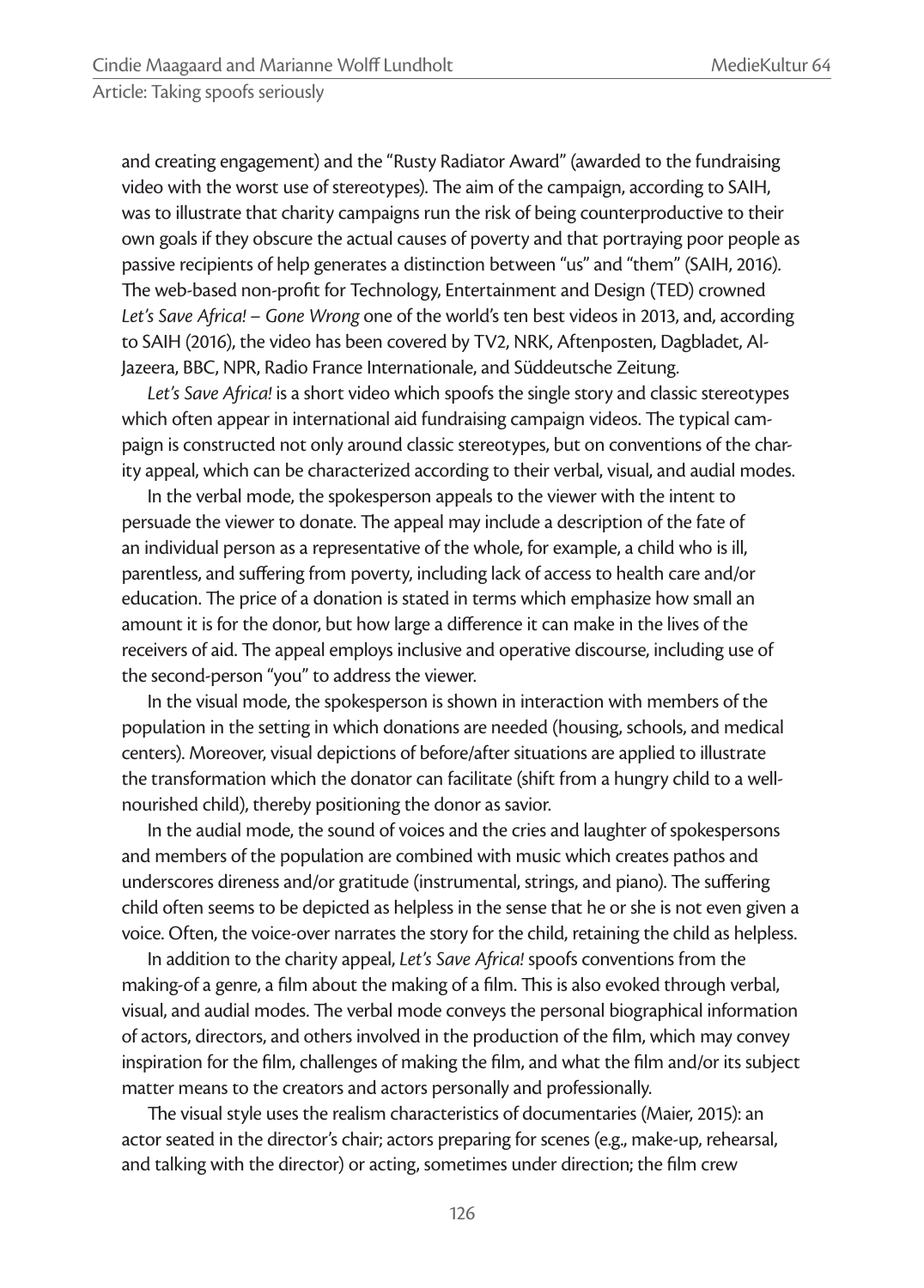and creating engagement) and the "Rusty Radiator Award" (awarded to the fundraising video with the worst use of stereotypes). The aim of the campaign, according to SAIH, was to illustrate that charity campaigns run the risk of being counterproductive to their own goals if they obscure the actual causes of poverty and that portraying poor people as passive recipients of help generates a distinction between "us" and "them" (SAIH, 2016). The web-based non-profit for Technology, Entertainment and Design (TED) crowned *Let's Save Africa! – Gone Wrong* one of the world's ten best videos in 2013, and, according to SAIH (2016), the video has been covered by TV2, NRK, Aftenposten, Dagbladet, Al-Jazeera, BBC, NPR, Radio France Internationale, and Süddeutsche Zeitung.

*Let's Save Africa!* is a short video which spoofs the single story and classic stereotypes which often appear in international aid fundraising campaign videos. The typical campaign is constructed not only around classic stereotypes, but on conventions of the charity appeal, which can be characterized according to their verbal, visual, and audial modes.

In the verbal mode, the spokesperson appeals to the viewer with the intent to persuade the viewer to donate. The appeal may include a description of the fate of an individual person as a representative of the whole, for example, a child who is ill, parentless, and suffering from poverty, including lack of access to health care and/or education. The price of a donation is stated in terms which emphasize how small an amount it is for the donor, but how large a difference it can make in the lives of the receivers of aid. The appeal employs inclusive and operative discourse, including use of the second-person "you" to address the viewer.

In the visual mode, the spokesperson is shown in interaction with members of the population in the setting in which donations are needed (housing, schools, and medical centers). Moreover, visual depictions of before/after situations are applied to illustrate the transformation which the donator can facilitate (shift from a hungry child to a well-nourished child), thereby positioning the donor as savior.

In the audial mode, the sound of voices and the cries and laughter of spokespersons and members of the population are combined with music which creates pathos and underscores direness and/or gratitude (instrumental, strings, and piano). The suffering child often seems to be depicted as helpless in the sense that he or she is not even given a voice. Often, the voice-over narrates the story for the child, retaining the child as helpless.

In addition to the charity appeal, *Let's Save Africa!* spoofs conventions from the making-of a genre, a film about the making of a film. This is also evoked through verbal, visual, and audial modes. The verbal mode conveys the personal biographical information of actors, directors, and others involved in the production of the film, which may convey inspiration for the film, challenges of making the film, and what the film and/or its subject matter means to the creators and actors personally and professionally.

The visual style uses the realism characteristics of documentaries (Maier, 2015): an actor seated in the director's chair; actors preparing for scenes (e.g., make-up, rehearsal, and talking with the director) or acting, sometimes under direction; the film crew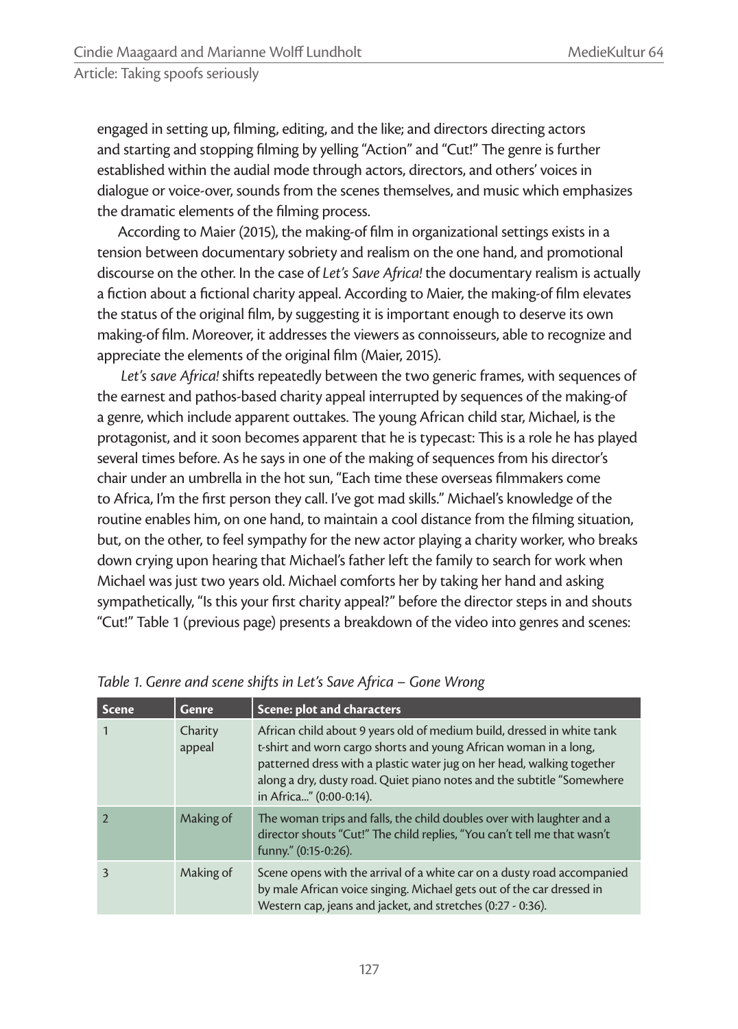engaged in setting up, filming, editing, and the like; and directors directing actors and starting and stopping filming by yelling "Action" and "Cut!" The genre is further established within the audial mode through actors, directors, and others' voices in dialogue or voice-over, sounds from the scenes themselves, and music which emphasizes the dramatic elements of the filming process.

According to Maier (2015), the making-of film in organizational settings exists in a tension between documentary sobriety and realism on the one hand, and promotional discourse on the other. In the case of *Let's Save Africa!* the documentary realism is actually a fiction about a fictional charity appeal. According to Maier, the making-of film elevates the status of the original film, by suggesting it is important enough to deserve its own making-of film. Moreover, it addresses the viewers as connoisseurs, able to recognize and appreciate the elements of the original film (Maier, 2015).

*Let's save Africa!* shifts repeatedly between the two generic frames, with sequences of the earnest and pathos-based charity appeal interrupted by sequences of the making-of a genre, which include apparent outtakes. The young African child star, Michael, is the protagonist, and it soon becomes apparent that he is typecast: This is a role he has played several times before. As he says in one of the making of sequences from his director's chair under an umbrella in the hot sun, "Each time these overseas filmmakers come to Africa, I'm the first person they call. I've got mad skills." Michael's knowledge of the routine enables him, on one hand, to maintain a cool distance from the filming situation, but, on the other, to feel sympathy for the new actor playing a charity worker, who breaks down crying upon hearing that Michael's father left the family to search for work when Michael was just two years old. Michael comforts her by taking her hand and asking sympathetically, "Is this your first charity appeal?" before the director steps in and shouts "Cut!" Table 1 (previous page) presents a breakdown of the video into genres and scenes:

*Table 1. Genre and scene shifts in Let's Save Africa – Gone Wrong*

| Scene | Genre | Scene: plot and characters |
|---|---|---|
| 1 | Charity appeal | African child about 9 years old of medium build, dressed in white tank t-shirt and worn cargo shorts and young African woman in a long, patterned dress with a plastic water jug on her head, walking together along a dry, dusty road. Quiet piano notes and the subtitle "Somewhere in Africa…" (0:00-0:14). |
| 2 | Making of | The woman trips and falls, the child doubles over with laughter and a director shouts "Cut!" The child replies, "You can't tell me that wasn't funny." (0:15-0:26). |
| 3 | Making of | Scene opens with the arrival of a white car on a dusty road accompanied by male African voice singing. Michael gets out of the car dressed in Western cap, jeans and jacket, and stretches (0:27 - 0:36). |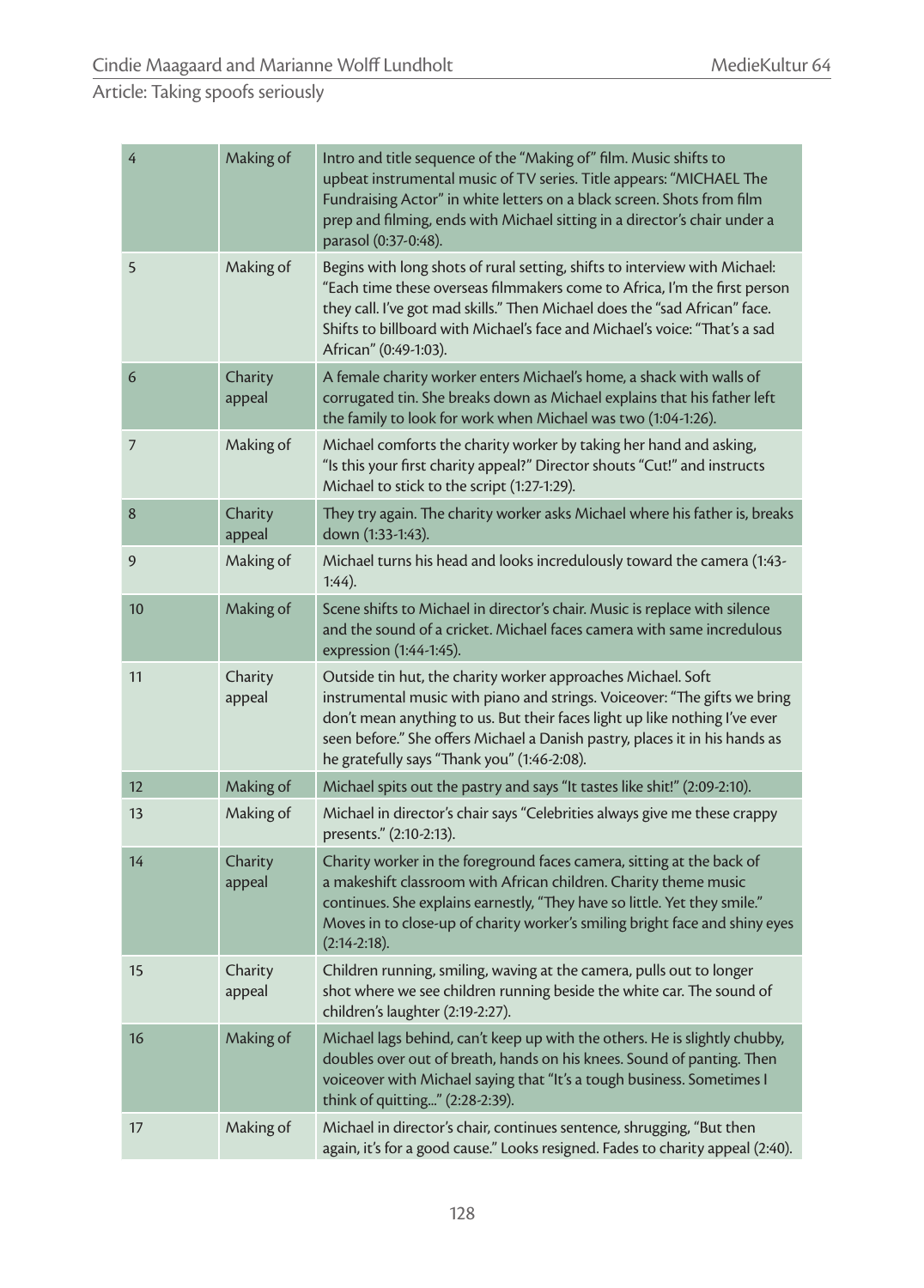| | | |
|---|---|---|
| 4 | Making of | Intro and title sequence of the "Making of" film. Music shifts to upbeat instrumental music of TV series. Title appears: "MICHAEL The Fundraising Actor" in white letters on a black screen. Shots from film prep and filming, ends with Michael sitting in a director's chair under a parasol (0:37-0:48). |
| 5 | Making of | Begins with long shots of rural setting, shifts to interview with Michael: "Each time these overseas filmmakers come to Africa, I'm the first person they call. I've got mad skills." Then Michael does the "sad African" face. Shifts to billboard with Michael's face and Michael's voice: "That's a sad African" (0:49-1:03). |
| 6 | Charity appeal | A female charity worker enters Michael's home, a shack with walls of corrugated tin. She breaks down as Michael explains that his father left the family to look for work when Michael was two (1:04-1:26). |
| 7 | Making of | Michael comforts the charity worker by taking her hand and asking, "Is this your first charity appeal?" Director shouts "Cut!" and instructs Michael to stick to the script (1:27-1:29). |
| 8 | Charity appeal | They try again. The charity worker asks Michael where his father is, breaks down (1:33-1:43). |
| 9 | Making of | Michael turns his head and looks incredulously toward the camera (1:43-1:44). |
| 10 | Making of | Scene shifts to Michael in director's chair. Music is replace with silence and the sound of a cricket. Michael faces camera with same incredulous expression (1:44-1:45). |
| 11 | Charity appeal | Outside tin hut, the charity worker approaches Michael. Soft instrumental music with piano and strings. Voiceover: "The gifts we bring don't mean anything to us. But their faces light up like nothing I've ever seen before." She offers Michael a Danish pastry, places it in his hands as he gratefully says "Thank you" (1:46-2:08). |
| 12 | Making of | Michael spits out the pastry and says "It tastes like shit!" (2:09-2:10). |
| 13 | Making of | Michael in director's chair says "Celebrities always give me these crappy presents." (2:10-2:13). |
| 14 | Charity appeal | Charity worker in the foreground faces camera, sitting at the back of a makeshift classroom with African children. Charity theme music continues. She explains earnestly, "They have so little. Yet they smile." Moves in to close-up of charity worker's smiling bright face and shiny eyes (2:14-2:18). |
| 15 | Charity appeal | Children running, smiling, waving at the camera, pulls out to longer shot where we see children running beside the white car. The sound of children's laughter (2:19-2:27). |
| 16 | Making of | Michael lags behind, can't keep up with the others. He is slightly chubby, doubles over out of breath, hands on his knees. Sound of panting. Then voiceover with Michael saying that "It's a tough business. Sometimes I think of quitting..." (2:28-2:39). |
| 17 | Making of | Michael in director's chair, continues sentence, shrugging, "But then again, it's for a good cause." Looks resigned. Fades to charity appeal (2:40). |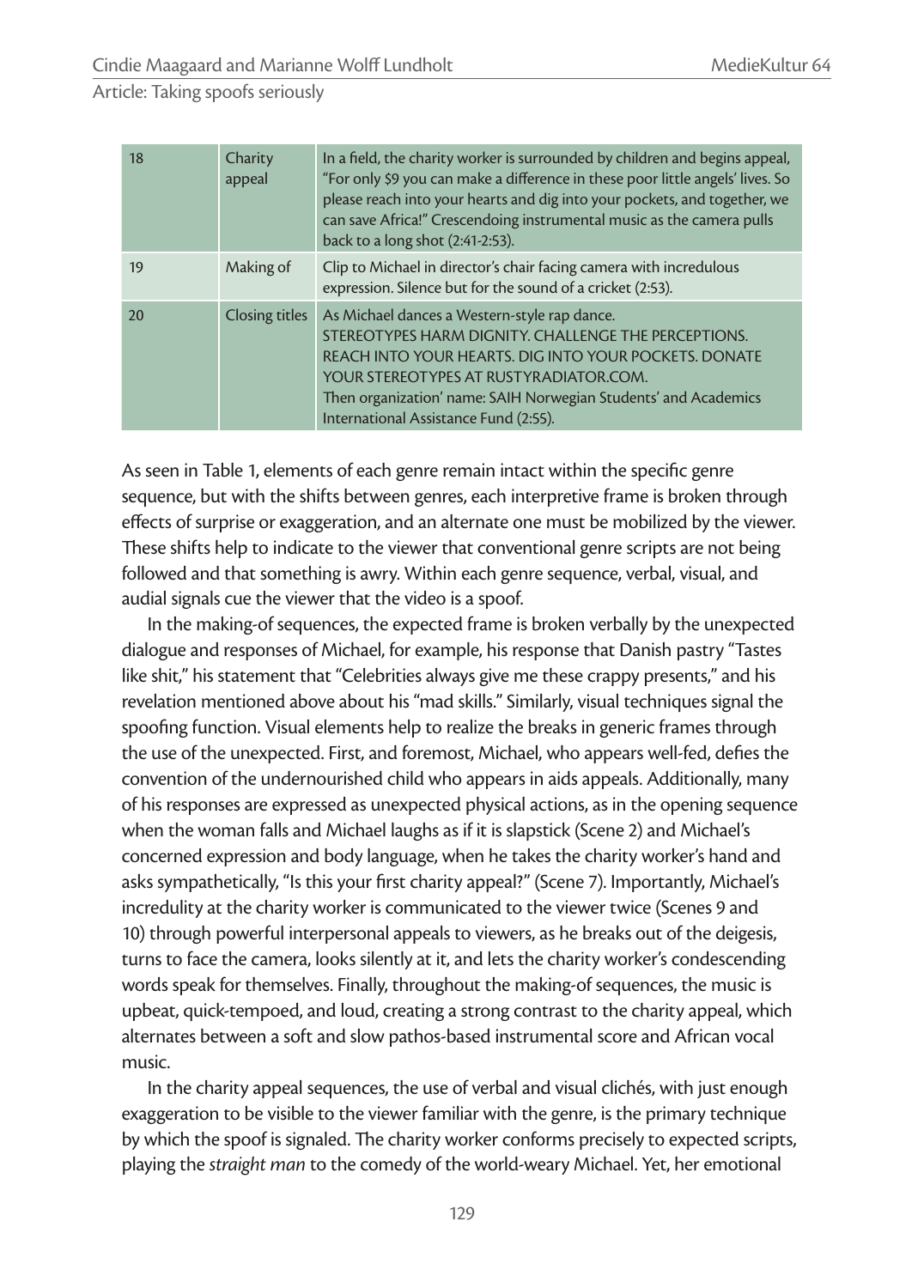| | | |
|---|---|---|
| 18 | Charity appeal | In a field, the charity worker is surrounded by children and begins appeal, "For only $9 you can make a difference in these poor little angels' lives. So please reach into your hearts and dig into your pockets, and together, we can save Africa!" Crescendoing instrumental music as the camera pulls back to a long shot (2:41-2:53). |
| 19 | Making of | Clip to Michael in director's chair facing camera with incredulous expression. Silence but for the sound of a cricket (2:53). |
| 20 | Closing titles | As Michael dances a Western-style rap dance. STEREOTYPES HARM DIGNITY. CHALLENGE THE PERCEPTIONS. REACH INTO YOUR HEARTS. DIG INTO YOUR POCKETS. DONATE YOUR STEREOTYPES AT RUSTYRADIATOR.COM. Then organization' name: SAIH Norwegian Students' and Academics International Assistance Fund (2:55). |

As seen in Table 1, elements of each genre remain intact within the specific genre sequence, but with the shifts between genres, each interpretive frame is broken through effects of surprise or exaggeration, and an alternate one must be mobilized by the viewer. These shifts help to indicate to the viewer that conventional genre scripts are not being followed and that something is awry. Within each genre sequence, verbal, visual, and audial signals cue the viewer that the video is a spoof.

In the making-of sequences, the expected frame is broken verbally by the unexpected dialogue and responses of Michael, for example, his response that Danish pastry "Tastes like shit," his statement that "Celebrities always give me these crappy presents," and his revelation mentioned above about his "mad skills." Similarly, visual techniques signal the spoofing function. Visual elements help to realize the breaks in generic frames through the use of the unexpected. First, and foremost, Michael, who appears well-fed, defies the convention of the undernourished child who appears in aids appeals. Additionally, many of his responses are expressed as unexpected physical actions, as in the opening sequence when the woman falls and Michael laughs as if it is slapstick (Scene 2) and Michael's concerned expression and body language, when he takes the charity worker's hand and asks sympathetically, "Is this your first charity appeal?" (Scene 7). Importantly, Michael's incredulity at the charity worker is communicated to the viewer twice (Scenes 9 and 10) through powerful interpersonal appeals to viewers, as he breaks out of the deigesis, turns to face the camera, looks silently at it, and lets the charity worker's condescending words speak for themselves. Finally, throughout the making-of sequences, the music is upbeat, quick-tempoed, and loud, creating a strong contrast to the charity appeal, which alternates between a soft and slow pathos-based instrumental score and African vocal music.

In the charity appeal sequences, the use of verbal and visual clichés, with just enough exaggeration to be visible to the viewer familiar with the genre, is the primary technique by which the spoof is signaled. The charity worker conforms precisely to expected scripts, playing the *straight man* to the comedy of the world-weary Michael. Yet, her emotional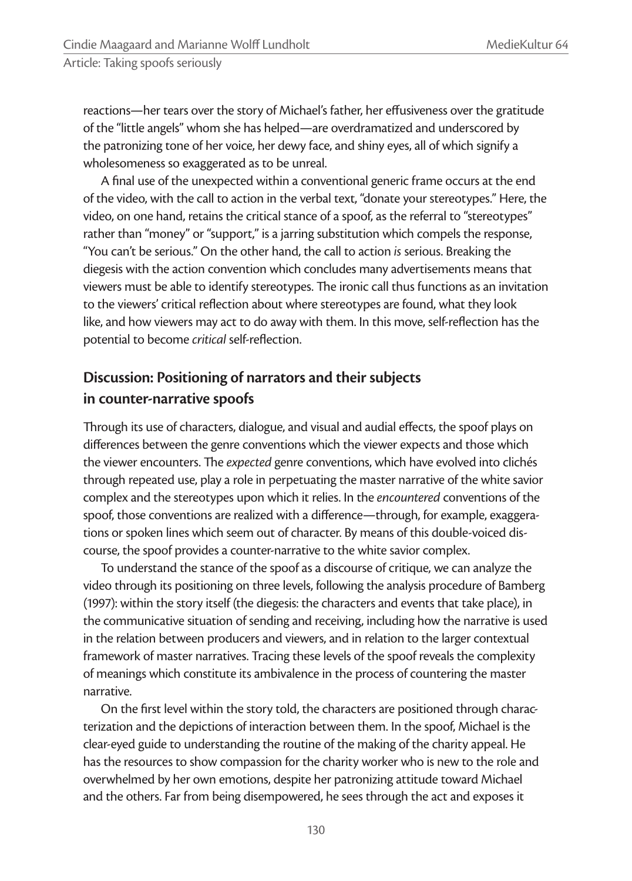reactions—her tears over the story of Michael's father, her effusiveness over the gratitude of the "little angels" whom she has helped—are overdramatized and underscored by the patronizing tone of her voice, her dewy face, and shiny eyes, all of which signify a wholesomeness so exaggerated as to be unreal.

A final use of the unexpected within a conventional generic frame occurs at the end of the video, with the call to action in the verbal text, "donate your stereotypes." Here, the video, on one hand, retains the critical stance of a spoof, as the referral to "stereotypes" rather than "money" or "support," is a jarring substitution which compels the response, "You can't be serious." On the other hand, the call to action *is* serious. Breaking the diegesis with the action convention which concludes many advertisements means that viewers must be able to identify stereotypes. The ironic call thus functions as an invitation to the viewers' critical reflection about where stereotypes are found, what they look like, and how viewers may act to do away with them. In this move, self-reflection has the potential to become *critical* self-reflection.

## Discussion: Positioning of narrators and their subjects in counter-narrative spoofs

Through its use of characters, dialogue, and visual and audial effects, the spoof plays on differences between the genre conventions which the viewer expects and those which the viewer encounters. The *expected* genre conventions, which have evolved into clichés through repeated use, play a role in perpetuating the master narrative of the white savior complex and the stereotypes upon which it relies. In the *encountered* conventions of the spoof, those conventions are realized with a difference—through, for example, exaggerations or spoken lines which seem out of character. By means of this double-voiced discourse, the spoof provides a counter-narrative to the white savior complex.

To understand the stance of the spoof as a discourse of critique, we can analyze the video through its positioning on three levels, following the analysis procedure of Bamberg (1997): within the story itself (the diegesis: the characters and events that take place), in the communicative situation of sending and receiving, including how the narrative is used in the relation between producers and viewers, and in relation to the larger contextual framework of master narratives. Tracing these levels of the spoof reveals the complexity of meanings which constitute its ambivalence in the process of countering the master narrative.

On the first level within the story told, the characters are positioned through characterization and the depictions of interaction between them. In the spoof, Michael is the clear-eyed guide to understanding the routine of the making of the charity appeal. He has the resources to show compassion for the charity worker who is new to the role and overwhelmed by her own emotions, despite her patronizing attitude toward Michael and the others. Far from being disempowered, he sees through the act and exposes it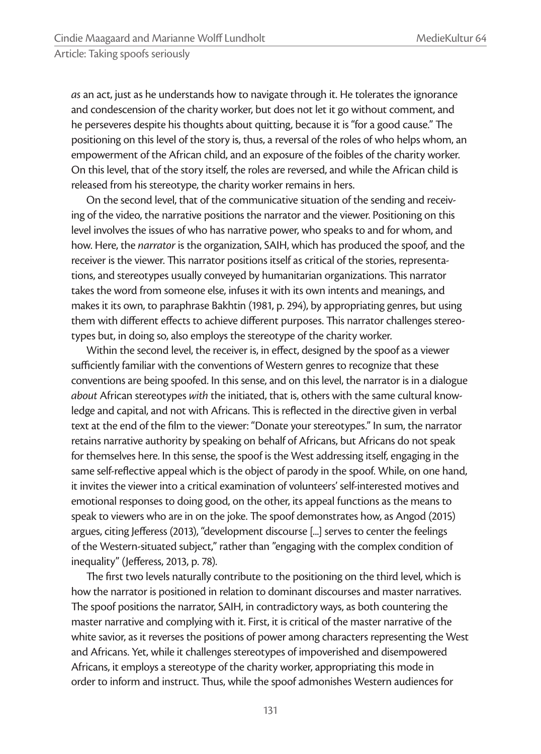*as* an act, just as he understands how to navigate through it. He tolerates the ignorance and condescension of the charity worker, but does not let it go without comment, and he perseveres despite his thoughts about quitting, because it is "for a good cause." The positioning on this level of the story is, thus, a reversal of the roles of who helps whom, an empowerment of the African child, and an exposure of the foibles of the charity worker. On this level, that of the story itself, the roles are reversed, and while the African child is released from his stereotype, the charity worker remains in hers.

On the second level, that of the communicative situation of the sending and receiving of the video, the narrative positions the narrator and the viewer. Positioning on this level involves the issues of who has narrative power, who speaks to and for whom, and how. Here, the *narrator* is the organization, SAIH, which has produced the spoof, and the receiver is the viewer. This narrator positions itself as critical of the stories, representations, and stereotypes usually conveyed by humanitarian organizations. This narrator takes the word from someone else, infuses it with its own intents and meanings, and makes it its own, to paraphrase Bakhtin (1981, p. 294), by appropriating genres, but using them with different effects to achieve different purposes. This narrator challenges stereotypes but, in doing so, also employs the stereotype of the charity worker.

Within the second level, the receiver is, in effect, designed by the spoof as a viewer sufficiently familiar with the conventions of Western genres to recognize that these conventions are being spoofed. In this sense, and on this level, the narrator is in a dialogue *about* African stereotypes *with* the initiated, that is, others with the same cultural knowledge and capital, and not with Africans. This is reflected in the directive given in verbal text at the end of the film to the viewer: "Donate your stereotypes." In sum, the narrator retains narrative authority by speaking on behalf of Africans, but Africans do not speak for themselves here. In this sense, the spoof is the West addressing itself, engaging in the same self-reflective appeal which is the object of parody in the spoof. While, on one hand, it invites the viewer into a critical examination of volunteers' self-interested motives and emotional responses to doing good, on the other, its appeal functions as the means to speak to viewers who are in on the joke. The spoof demonstrates how, as Angod (2015) argues, citing Jefferess (2013), "development discourse [...] serves to center the feelings of the Western-situated subject," rather than "engaging with the complex condition of inequality" (Jefferess, 2013, p. 78).

The first two levels naturally contribute to the positioning on the third level, which is how the narrator is positioned in relation to dominant discourses and master narratives. The spoof positions the narrator, SAIH, in contradictory ways, as both countering the master narrative and complying with it. First, it is critical of the master narrative of the white savior, as it reverses the positions of power among characters representing the West and Africans. Yet, while it challenges stereotypes of impoverished and disempowered Africans, it employs a stereotype of the charity worker, appropriating this mode in order to inform and instruct. Thus, while the spoof admonishes Western audiences for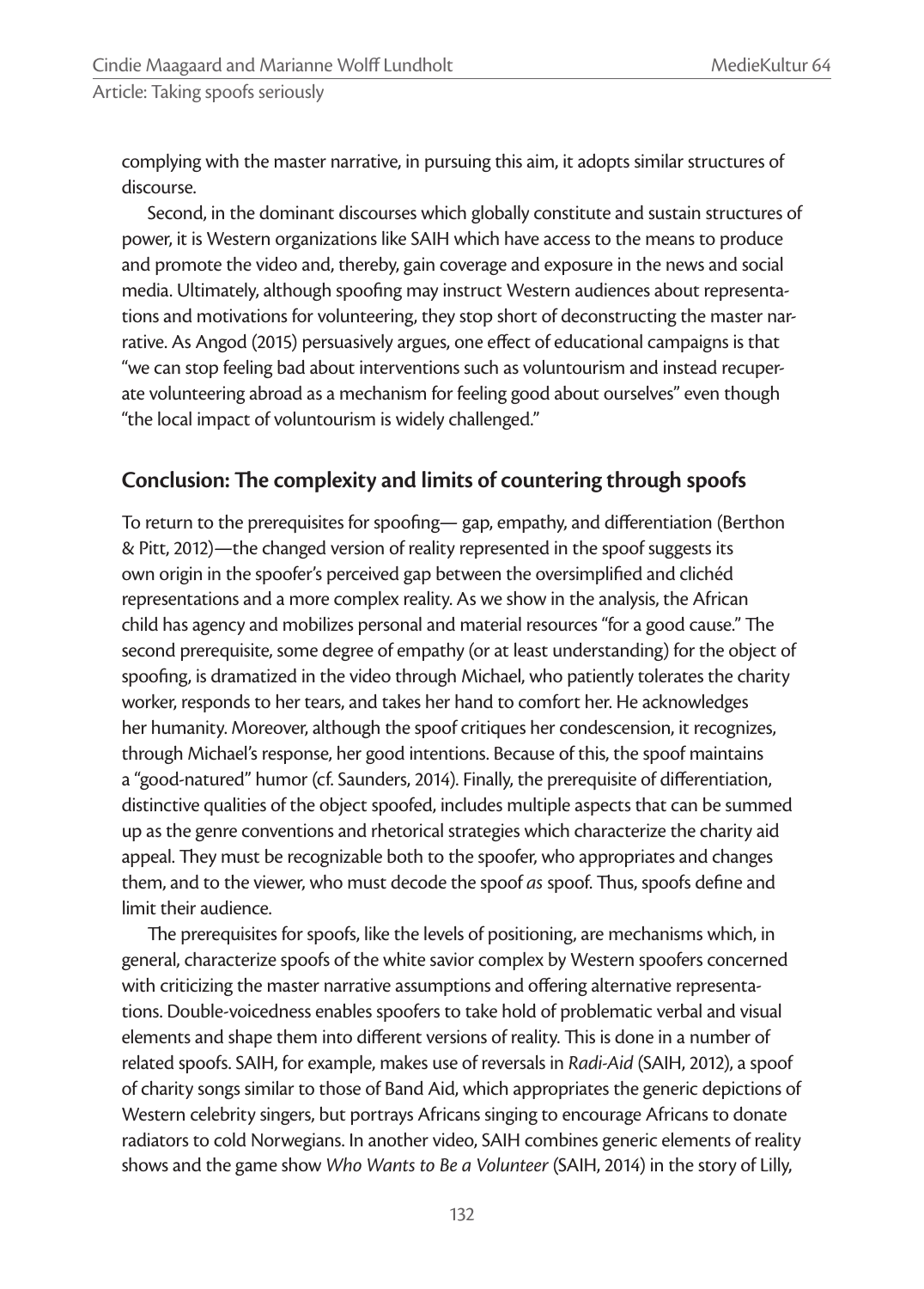complying with the master narrative, in pursuing this aim, it adopts similar structures of discourse.

Second, in the dominant discourses which globally constitute and sustain structures of power, it is Western organizations like SAIH which have access to the means to produce and promote the video and, thereby, gain coverage and exposure in the news and social media. Ultimately, although spoofing may instruct Western audiences about representations and motivations for volunteering, they stop short of deconstructing the master narrative. As Angod (2015) persuasively argues, one effect of educational campaigns is that "we can stop feeling bad about interventions such as voluntourism and instead recuperate volunteering abroad as a mechanism for feeling good about ourselves" even though "the local impact of voluntourism is widely challenged."

## Conclusion: The complexity and limits of countering through spoofs

To return to the prerequisites for spoofing— gap, empathy, and differentiation (Berthon & Pitt, 2012)—the changed version of reality represented in the spoof suggests its own origin in the spoofer's perceived gap between the oversimplified and clichéd representations and a more complex reality. As we show in the analysis, the African child has agency and mobilizes personal and material resources "for a good cause." The second prerequisite, some degree of empathy (or at least understanding) for the object of spoofing, is dramatized in the video through Michael, who patiently tolerates the charity worker, responds to her tears, and takes her hand to comfort her. He acknowledges her humanity. Moreover, although the spoof critiques her condescension, it recognizes, through Michael's response, her good intentions. Because of this, the spoof maintains a "good-natured" humor (cf. Saunders, 2014). Finally, the prerequisite of differentiation, distinctive qualities of the object spoofed, includes multiple aspects that can be summed up as the genre conventions and rhetorical strategies which characterize the charity aid appeal. They must be recognizable both to the spoofer, who appropriates and changes them, and to the viewer, who must decode the spoof *as* spoof. Thus, spoofs define and limit their audience.

The prerequisites for spoofs, like the levels of positioning, are mechanisms which, in general, characterize spoofs of the white savior complex by Western spoofers concerned with criticizing the master narrative assumptions and offering alternative representations. Double-voicedness enables spoofers to take hold of problematic verbal and visual elements and shape them into different versions of reality. This is done in a number of related spoofs. SAIH, for example, makes use of reversals in *Radi-Aid* (SAIH, 2012), a spoof of charity songs similar to those of Band Aid, which appropriates the generic depictions of Western celebrity singers, but portrays Africans singing to encourage Africans to donate radiators to cold Norwegians. In another video, SAIH combines generic elements of reality shows and the game show *Who Wants to Be a Volunteer* (SAIH, 2014) in the story of Lilly,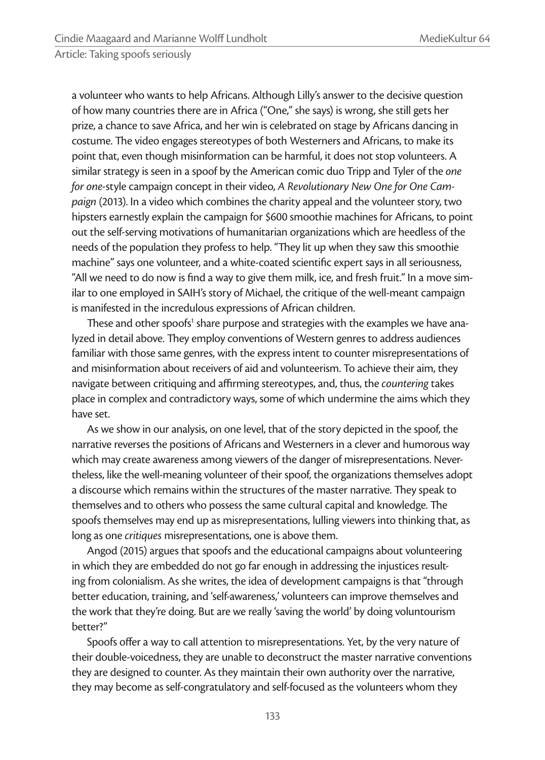a volunteer who wants to help Africans. Although Lilly's answer to the decisive question of how many countries there are in Africa ("One," she says) is wrong, she still gets her prize, a chance to save Africa, and her win is celebrated on stage by Africans dancing in costume. The video engages stereotypes of both Westerners and Africans, to make its point that, even though misinformation can be harmful, it does not stop volunteers. A similar strategy is seen in a spoof by the American comic duo Tripp and Tyler of the *one for one*-style campaign concept in their video, *A Revolutionary New One for One Campaign* (2013). In a video which combines the charity appeal and the volunteer story, two hipsters earnestly explain the campaign for $600 smoothie machines for Africans, to point out the self-serving motivations of humanitarian organizations which are heedless of the needs of the population they profess to help. "They lit up when they saw this smoothie machine" says one volunteer, and a white-coated scientific expert says in all seriousness, "All we need to do now is find a way to give them milk, ice, and fresh fruit." In a move similar to one employed in SAIH's story of Michael, the critique of the well-meant campaign is manifested in the incredulous expressions of African children.

These and other spoofs[1] share purpose and strategies with the examples we have analyzed in detail above. They employ conventions of Western genres to address audiences familiar with those same genres, with the express intent to counter misrepresentations of and misinformation about receivers of aid and volunteerism. To achieve their aim, they navigate between critiquing and affirming stereotypes, and, thus, the *countering* takes place in complex and contradictory ways, some of which undermine the aims which they have set.

As we show in our analysis, on one level, that of the story depicted in the spoof, the narrative reverses the positions of Africans and Westerners in a clever and humorous way which may create awareness among viewers of the danger of misrepresentations. Nevertheless, like the well-meaning volunteer of their spoof, the organizations themselves adopt a discourse which remains within the structures of the master narrative. They speak to themselves and to others who possess the same cultural capital and knowledge. The spoofs themselves may end up as misrepresentations, lulling viewers into thinking that, as long as one *critiques* misrepresentations, one is above them.

Angod (2015) argues that spoofs and the educational campaigns about volunteering in which they are embedded do not go far enough in addressing the injustices resulting from colonialism. As she writes, the idea of development campaigns is that "through better education, training, and 'self-awareness,' volunteers can improve themselves and the work that they're doing. But are we really 'saving the world' by doing voluntourism better?"

Spoofs offer a way to call attention to misrepresentations. Yet, by the very nature of their double-voicedness, they are unable to deconstruct the master narrative conventions they are designed to counter. As they maintain their own authority over the narrative, they may become as self-congratulatory and self-focused as the volunteers whom they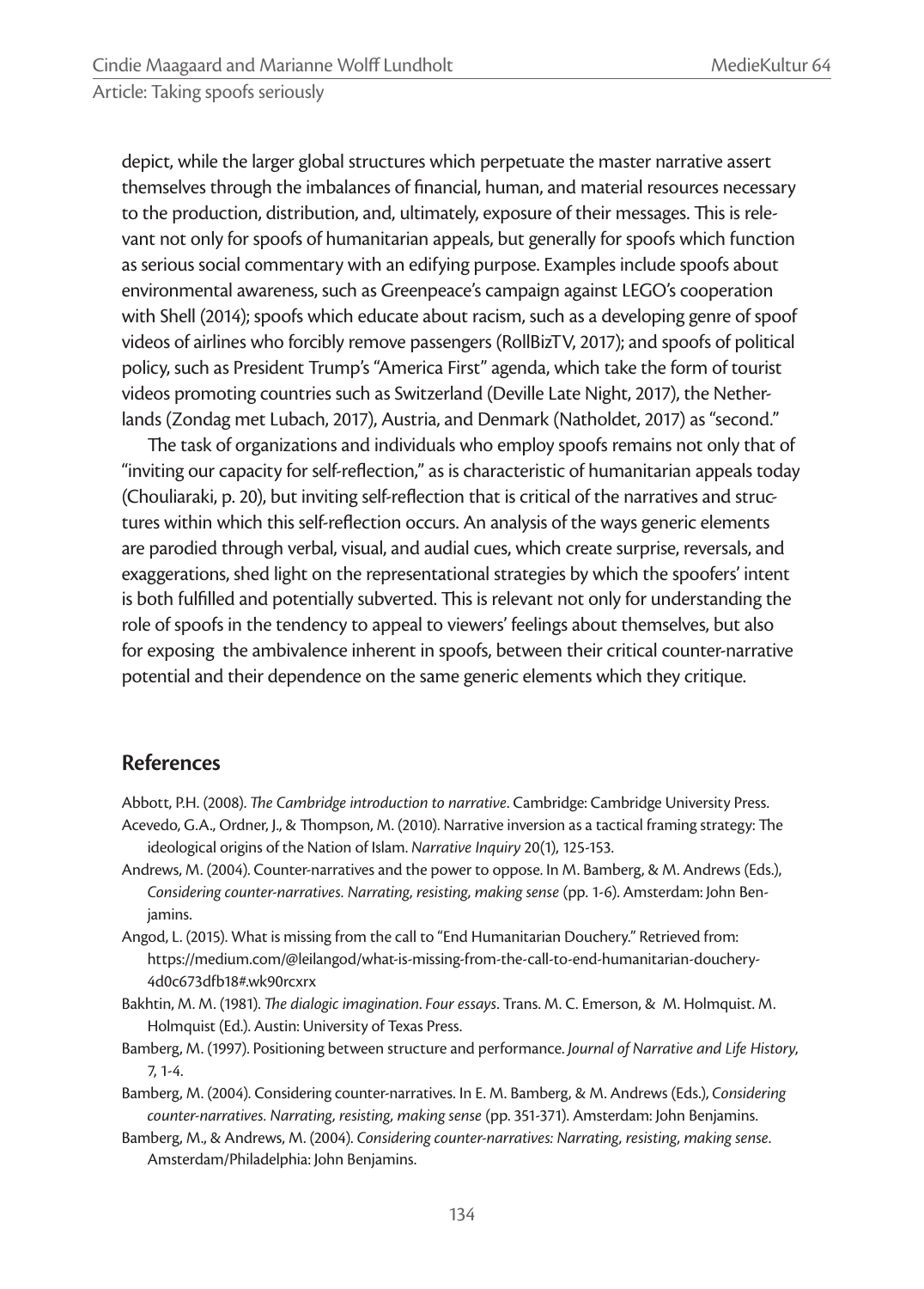depict, while the larger global structures which perpetuate the master narrative assert themselves through the imbalances of financial, human, and material resources necessary to the production, distribution, and, ultimately, exposure of their messages. This is relevant not only for spoofs of humanitarian appeals, but generally for spoofs which function as serious social commentary with an edifying purpose. Examples include spoofs about environmental awareness, such as Greenpeace's campaign against LEGO's cooperation with Shell (2014); spoofs which educate about racism, such as a developing genre of spoof videos of airlines who forcibly remove passengers (RollBizTV, 2017); and spoofs of political policy, such as President Trump's "America First" agenda, which take the form of tourist videos promoting countries such as Switzerland (Deville Late Night, 2017), the Netherlands (Zondag met Lubach, 2017), Austria, and Denmark (Natholdet, 2017) as "second."

The task of organizations and individuals who employ spoofs remains not only that of "inviting our capacity for self-reflection," as is characteristic of humanitarian appeals today (Chouliaraki, p. 20), but inviting self-reflection that is critical of the narratives and structures within which this self-reflection occurs. An analysis of the ways generic elements are parodied through verbal, visual, and audial cues, which create surprise, reversals, and exaggerations, shed light on the representational strategies by which the spoofers' intent is both fulfilled and potentially subverted. This is relevant not only for understanding the role of spoofs in the tendency to appeal to viewers' feelings about themselves, but also for exposing the ambivalence inherent in spoofs, between their critical counter-narrative potential and their dependence on the same generic elements which they critique.

## References

Abbott, P.H. (2008). *The Cambridge introduction to narrative*. Cambridge: Cambridge University Press.

Acevedo, G.A., Ordner, J., & Thompson, M. (2010). Narrative inversion as a tactical framing strategy: The ideological origins of the Nation of Islam. *Narrative Inquiry* 20(1), 125-153.

Andrews, M. (2004). Counter-narratives and the power to oppose. In M. Bamberg, & M. Andrews (Eds.), *Considering counter-narratives. Narrating, resisting, making sense* (pp. 1-6). Amsterdam: John Benjamins.

Angod, L. (2015). What is missing from the call to "End Humanitarian Douchery." Retrieved from: https://medium.com/@leilangod/what-is-missing-from-the-call-to-end-humanitarian-douchery-4d0c673dfb18#.wk90rcxrx

Bakhtin, M. M. (1981). *The dialogic imagination. Four essays*. Trans. M. C. Emerson, & M. Holmquist. M. Holmquist (Ed.). Austin: University of Texas Press.

Bamberg, M. (1997). Positioning between structure and performance. *Journal of Narrative and Life History*, 7, 1-4.

Bamberg, M. (2004). Considering counter-narratives. In E. M. Bamberg, & M. Andrews (Eds.), *Considering counter-narratives. Narrating, resisting, making sense* (pp. 351-371). Amsterdam: John Benjamins.

Bamberg, M., & Andrews, M. (2004). *Considering counter-narratives: Narrating, resisting, making sense*. Amsterdam/Philadelphia: John Benjamins.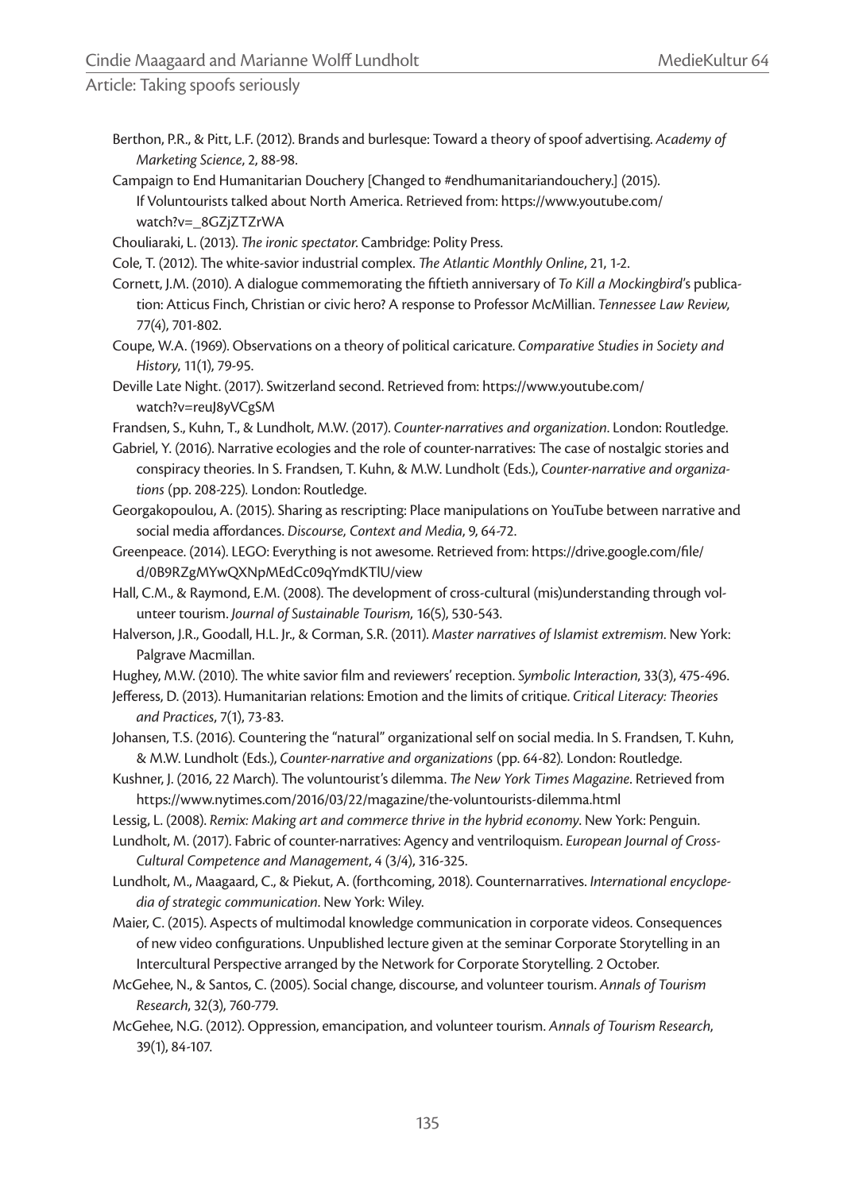Berthon, P.R., & Pitt, L.F. (2012). Brands and burlesque: Toward a theory of spoof advertising. *Academy of Marketing Science*, 2, 88-98.

Campaign to End Humanitarian Douchery [Changed to #endhumanitariandouchery.] (2015). If Voluntourists talked about North America. Retrieved from: https://www.youtube.com/watch?v=_8GZjZTZrWA

Chouliaraki, L. (2013). *The ironic spectator*. Cambridge: Polity Press.

Cole, T. (2012). The white-savior industrial complex. *The Atlantic Monthly Online*, 21, 1-2.

Cornett, J.M. (2010). A dialogue commemorating the fiftieth anniversary of *To Kill a Mockingbird*'s publication: Atticus Finch, Christian or civic hero? A response to Professor McMillian. *Tennessee Law Review*, 77(4), 701-802.

Coupe, W.A. (1969). Observations on a theory of political caricature. *Comparative Studies in Society and History*, 11(1), 79-95.

Deville Late Night. (2017). Switzerland second. Retrieved from: https://www.youtube.com/watch?v=reuJ8yVCgSM

Frandsen, S., Kuhn, T., & Lundholt, M.W. (2017). *Counter-narratives and organization*. London: Routledge.

Gabriel, Y. (2016). Narrative ecologies and the role of counter-narratives: The case of nostalgic stories and conspiracy theories. In S. Frandsen, T. Kuhn, & M.W. Lundholt (Eds.), *Counter-narrative and organizations* (pp. 208-225). London: Routledge.

Georgakopoulou, A. (2015). Sharing as rescripting: Place manipulations on YouTube between narrative and social media affordances. *Discourse, Context and Media*, 9, 64-72.

Greenpeace. (2014). LEGO: Everything is not awesome. Retrieved from: https://drive.google.com/file/d/0B9RZgMYwQXNpMEdCc09qYmdKTlU/view

Hall, C.M., & Raymond, E.M. (2008). The development of cross-cultural (mis)understanding through volunteer tourism. *Journal of Sustainable Tourism*, 16(5), 530-543.

Halverson, J.R., Goodall, H.L. Jr., & Corman, S.R. (2011). *Master narratives of Islamist extremism*. New York: Palgrave Macmillan.

Hughey, M.W. (2010). The white savior film and reviewers' reception. *Symbolic Interaction*, 33(3), 475-496.

Jefferess, D. (2013). Humanitarian relations: Emotion and the limits of critique. *Critical Literacy: Theories and Practices*, 7(1), 73-83.

Johansen, T.S. (2016). Countering the "natural" organizational self on social media. In S. Frandsen, T. Kuhn, & M.W. Lundholt (Eds.), *Counter-narrative and organizations* (pp. 64-82). London: Routledge.

Kushner, J. (2016, 22 March). The voluntourist's dilemma. *The New York Times Magazine*. Retrieved from https://www.nytimes.com/2016/03/22/magazine/the-voluntourists-dilemma.html

Lessig, L. (2008). *Remix: Making art and commerce thrive in the hybrid economy*. New York: Penguin.

Lundholt, M. (2017). Fabric of counter-narratives: Agency and ventriloquism. *European Journal of Cross-Cultural Competence and Management*, 4 (3/4), 316-325.

Lundholt, M., Maagaard, C., & Piekut, A. (forthcoming, 2018). Counternarratives. *International encyclopedia of strategic communication*. New York: Wiley.

Maier, C. (2015). Aspects of multimodal knowledge communication in corporate videos. Consequences of new video configurations. Unpublished lecture given at the seminar Corporate Storytelling in an Intercultural Perspective arranged by the Network for Corporate Storytelling. 2 October.

McGehee, N., & Santos, C. (2005). Social change, discourse, and volunteer tourism. *Annals of Tourism Research*, 32(3), 760-779.

McGehee, N.G. (2012). Oppression, emancipation, and volunteer tourism. *Annals of Tourism Research*, 39(1), 84-107.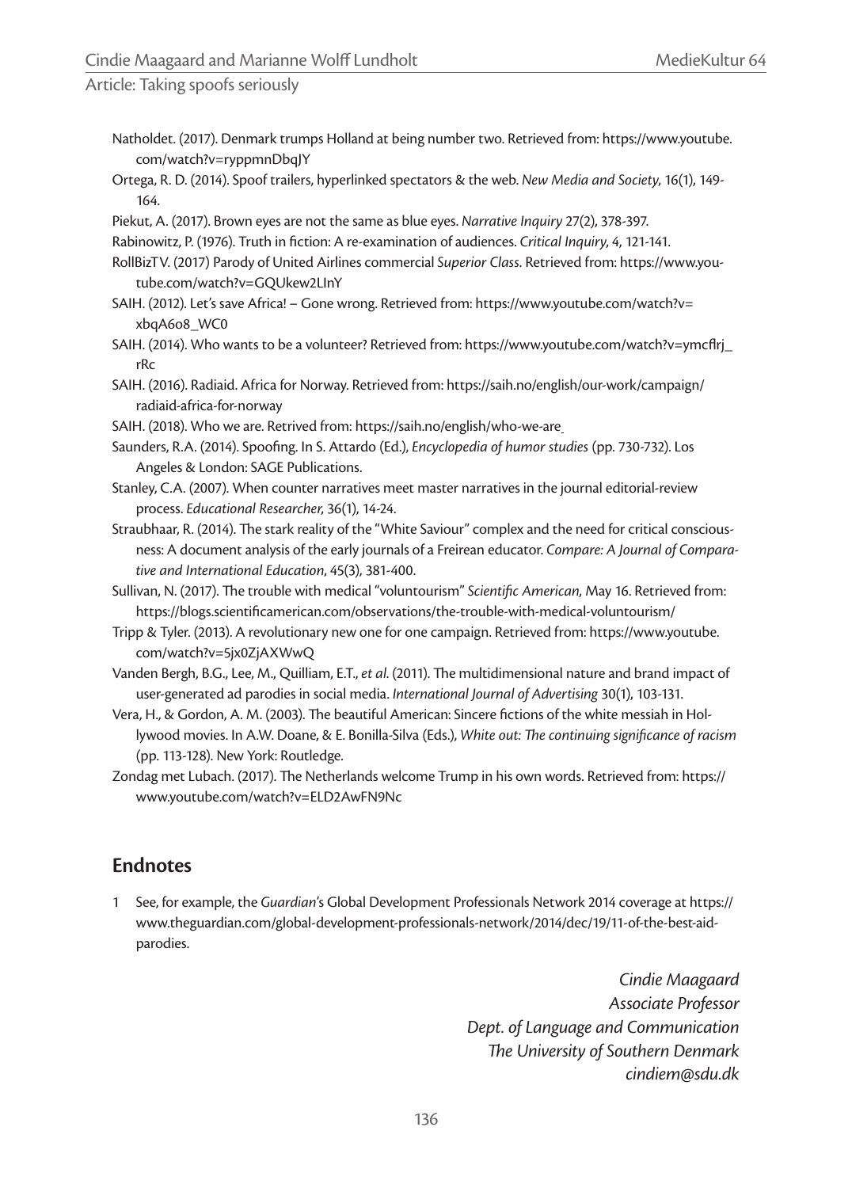Natholdet. (2017). Denmark trumps Holland at being number two. Retrieved from: https://www.youtube.com/watch?v=ryppmnDbqJY

Ortega, R. D. (2014). Spoof trailers, hyperlinked spectators & the web. *New Media and Society*, 16(1), 149-164.

Piekut, A. (2017). Brown eyes are not the same as blue eyes. *Narrative Inquiry* 27(2), 378-397.

Rabinowitz, P. (1976). Truth in fiction: A re-examination of audiences. *Critical Inquiry*, 4, 121-141.

RollBizTV. (2017) Parody of United Airlines commercial *Superior Class*. Retrieved from: https://www.youtube.com/watch?v=GQUkew2LInY

SAIH. (2012). Let's save Africa! – Gone wrong. Retrieved from: https://www.youtube.com/watch?v=xbqA6o8_WC0

SAIH. (2014). Who wants to be a volunteer? Retrieved from: https://www.youtube.com/watch?v=ymcflrj_rRc

SAIH. (2016). Radiaid. Africa for Norway. Retrieved from: https://saih.no/english/our-work/campaign/radiaid-africa-for-norway

SAIH. (2018). Who we are. Retrived from: https://saih.no/english/who-we-are

Saunders, R.A. (2014). Spoofing. In S. Attardo (Ed.), *Encyclopedia of humor studies* (pp. 730-732). Los Angeles & London: SAGE Publications.

Stanley, C.A. (2007). When counter narratives meet master narratives in the journal editorial-review process. *Educational Researcher*, 36(1), 14-24.

Straubhaar, R. (2014). The stark reality of the "White Saviour" complex and the need for critical consciousness: A document analysis of the early journals of a Freirean educator. *Compare: A Journal of Comparative and International Education*, 45(3), 381-400.

Sullivan, N. (2017). The trouble with medical "voluntourism" *Scientific American*, May 16. Retrieved from: https://blogs.scientificamerican.com/observations/the-trouble-with-medical-voluntourism/

Tripp & Tyler. (2013). A revolutionary new one for one campaign. Retrieved from: https://www.youtube.com/watch?v=5jx0ZjAXWwQ

Vanden Bergh, B.G., Lee, M., Quilliam, E.T., *et al*. (2011). The multidimensional nature and brand impact of user-generated ad parodies in social media. *International Journal of Advertising* 30(1), 103-131.

Vera, H., & Gordon, A. M. (2003). The beautiful American: Sincere fictions of the white messiah in Hollywood movies. In A.W. Doane, & E. Bonilla-Silva (Eds.), *White out: The continuing significance of racism* (pp. 113-128). New York: Routledge.

Zondag met Lubach. (2017). The Netherlands welcome Trump in his own words. Retrieved from: https://www.youtube.com/watch?v=ELD2AwFN9Nc

## Endnotes

1 See, for example, the *Guardian*'s Global Development Professionals Network 2014 coverage at https://www.theguardian.com/global-development-professionals-network/2014/dec/19/11-of-the-best-aid-parodies.

*Cindie Maagaard*
*Associate Professor*
*Dept. of Language and Communication*
*The University of Southern Denmark*
*cindiem@sdu.dk*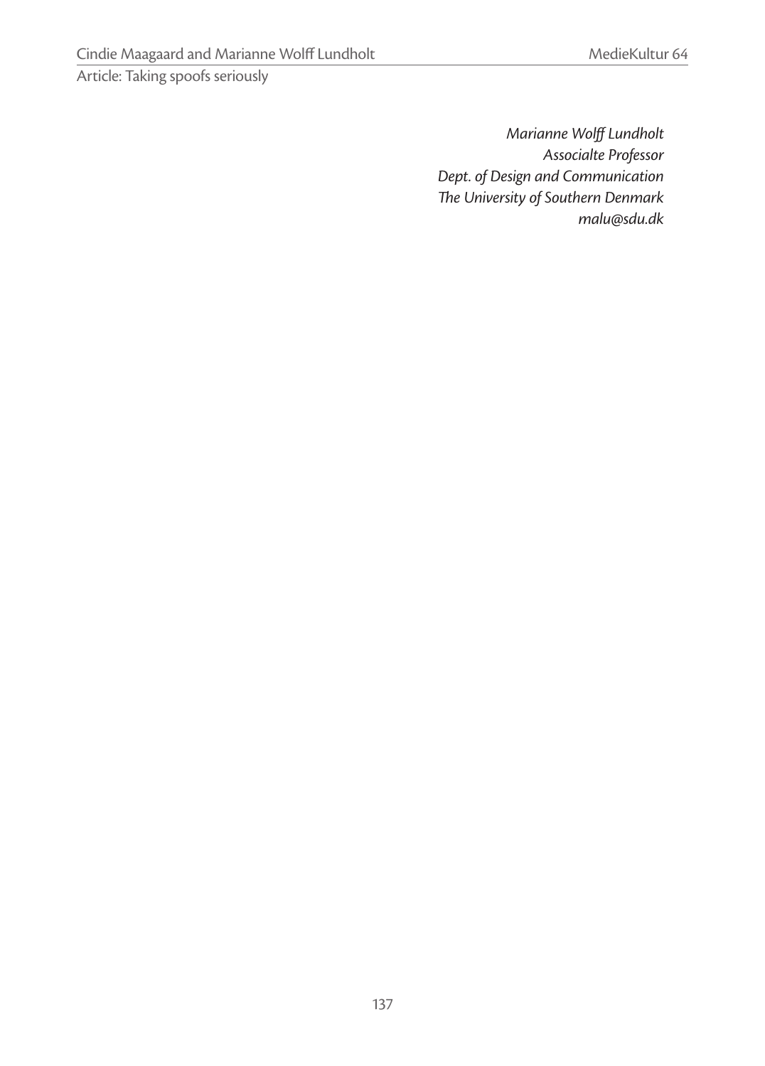*Marianne Wolff Lundholt*
*Associalte Professor*
*Dept. of Design and Communication*
*The University of Southern Denmark*
*malu@sdu.dk*